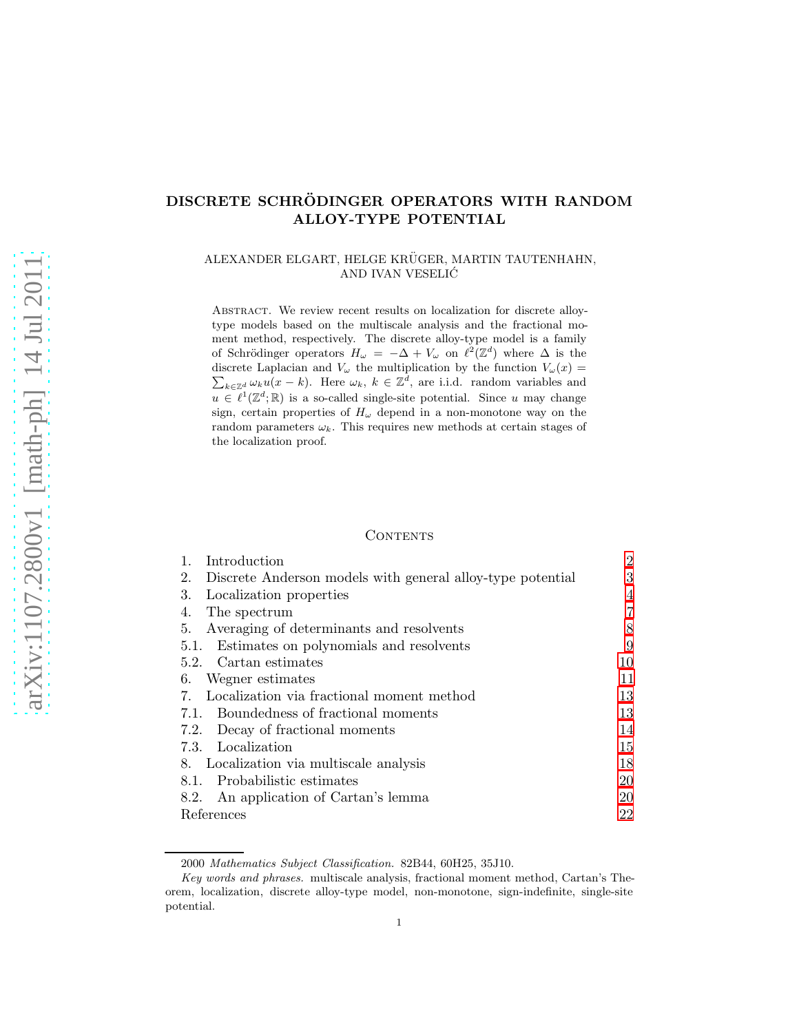# DISCRETE SCHRÖDINGER OPERATORS WITH RANDOM ALLOY-TYPE POTENTIAL

ALEXANDER ELGART, HELGE KRÜGER, MARTIN TAUTENHAHN, AND IVAN VESELIĆ

Abstract. We review recent results on localization for discrete alloy-type models based on the multiscale analysis and the fractional moment method, respectively. The discrete alloy-type model is a family of Schrödinger operators $H_\omega = -\Delta + V_\omega$ on $\ell^2(\mathbb{Z}^d)$ where $\Delta$ is the discrete Laplacian and $V_\omega$ the multiplication by the function $V_\omega(x) = \sum_{k\in\mathbb{Z}^d} \omega_k u(x-k)$. Here $\omega_k$, $k \in \mathbb{Z}^d$, are i.i.d. random variables and $u \in \ell^1(\mathbb{Z}^d;\mathbb{R})$ is a so-called single-site potential. Since $u$ may change sign, certain properties of $H_\omega$ depend in a non-monotone way on the random parameters $\omega_k$. This requires new methods at certain stages of the localization proof.

## Contents

| | | |
|---|---|---|
| 1. | Introduction | 2 |
| 2. | Discrete Anderson models with general alloy-type potential | 3 |
| 3. | Localization properties | 4 |
| 4. | The spectrum | 7 |
| 5. | Averaging of determinants and resolvents | 8 |
| 5.1. | Estimates on polynomials and resolvents | 9 |
| 5.2. | Cartan estimates | 10 |
| 6. | Wegner estimates | 11 |
| 7. | Localization via fractional moment method | 13 |
| 7.1. | Boundedness of fractional moments | 13 |
| 7.2. | Decay of fractional moments | 14 |
| 7.3. | Localization | 15 |
| 8. | Localization via multiscale analysis | 18 |
| 8.1. | Probabilistic estimates | 20 |
| 8.2. | An application of Cartan's lemma | 20 |
| | References | 22 |

2000 *Mathematics Subject Classification.* 82B44, 60H25, 35J10.

*Key words and phrases.* multiscale analysis, fractional moment method, Cartan's Theorem, localization, discrete alloy-type model, non-monotone, sign-indefinite, single-site potential.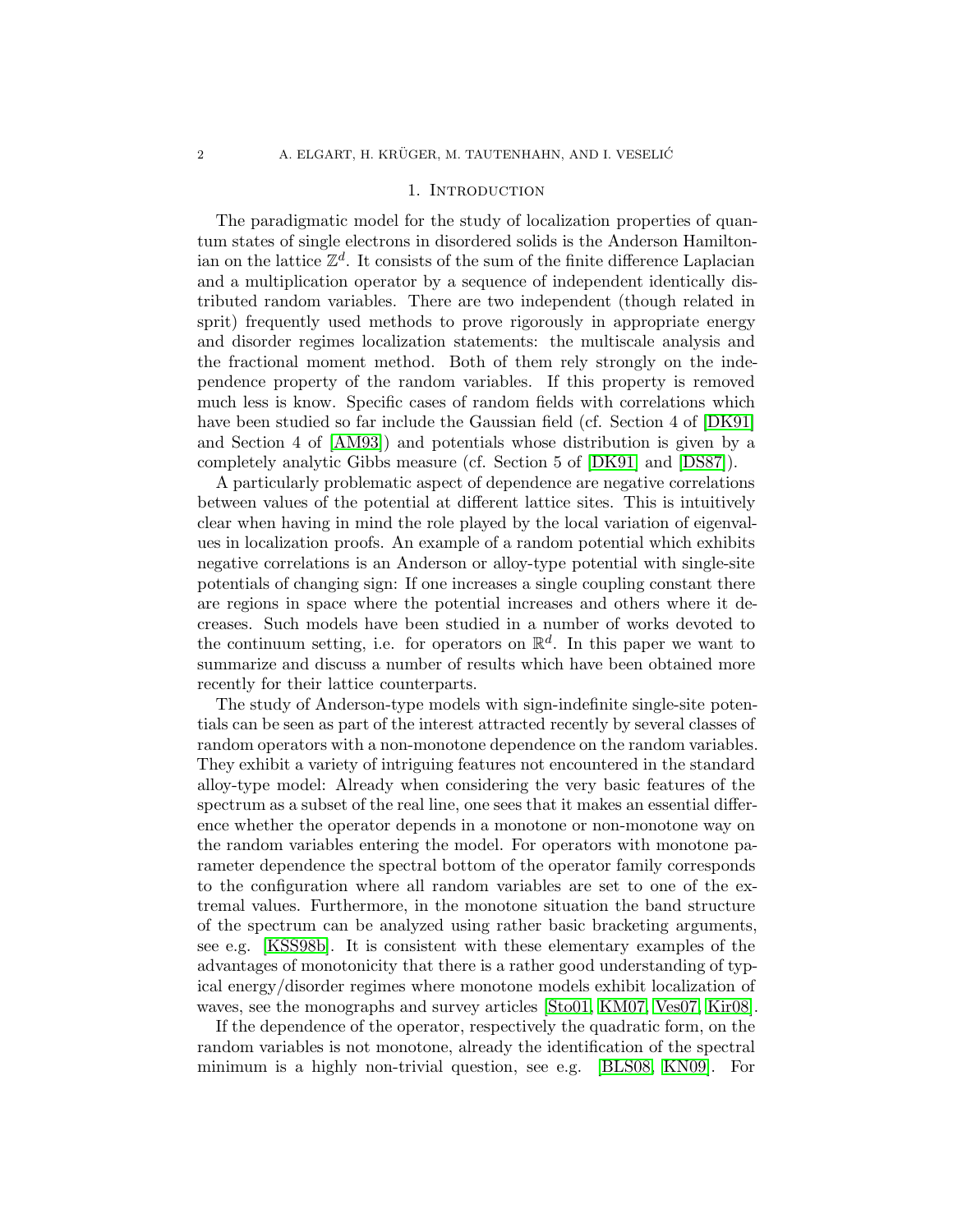# 1. Introduction

The paradigmatic model for the study of localization properties of quantum states of single electrons in disordered solids is the Anderson Hamiltonian on the lattice $\mathbb{Z}^d$. It consists of the sum of the finite difference Laplacian and a multiplication operator by a sequence of independent identically distributed random variables. There are two independent (though related in sprit) frequently used methods to prove rigorously in appropriate energy and disorder regimes localization statements: the multiscale analysis and the fractional moment method. Both of them rely strongly on the independence property of the random variables. If this property is removed much less is know. Specific cases of random fields with correlations which have been studied so far include the Gaussian field (cf. Section 4 of [DK91] and Section 4 of [AM93]) and potentials whose distribution is given by a completely analytic Gibbs measure (cf. Section 5 of [DK91] and [DS87]).

A particularly problematic aspect of dependence are negative correlations between values of the potential at different lattice sites. This is intuitively clear when having in mind the role played by the local variation of eigenvalues in localization proofs. An example of a random potential which exhibits negative correlations is an Anderson or alloy-type potential with single-site potentials of changing sign: If one increases a single coupling constant there are regions in space where the potential increases and others where it decreases. Such models have been studied in a number of works devoted to the continuum setting, i.e. for operators on $\mathbb{R}^d$. In this paper we want to summarize and discuss a number of results which have been obtained more recently for their lattice counterparts.

The study of Anderson-type models with sign-indefinite single-site potentials can be seen as part of the interest attracted recently by several classes of random operators with a non-monotone dependence on the random variables. They exhibit a variety of intriguing features not encountered in the standard alloy-type model: Already when considering the very basic features of the spectrum as a subset of the real line, one sees that it makes an essential difference whether the operator depends in a monotone or non-monotone way on the random variables entering the model. For operators with monotone parameter dependence the spectral bottom of the operator family corresponds to the configuration where all random variables are set to one of the extremal values. Furthermore, in the monotone situation the band structure of the spectrum can be analyzed using rather basic bracketing arguments, see e.g. [KSS98b]. It is consistent with these elementary examples of the advantages of monotonicity that there is a rather good understanding of typical energy/disorder regimes where monotone models exhibit localization of waves, see the monographs and survey articles [Sto01, KM07, Ves07, Kir08].

If the dependence of the operator, respectively the quadratic form, on the random variables is not monotone, already the identification of the spectral minimum is a highly non-trivial question, see e.g. [BLS08, KN09]. For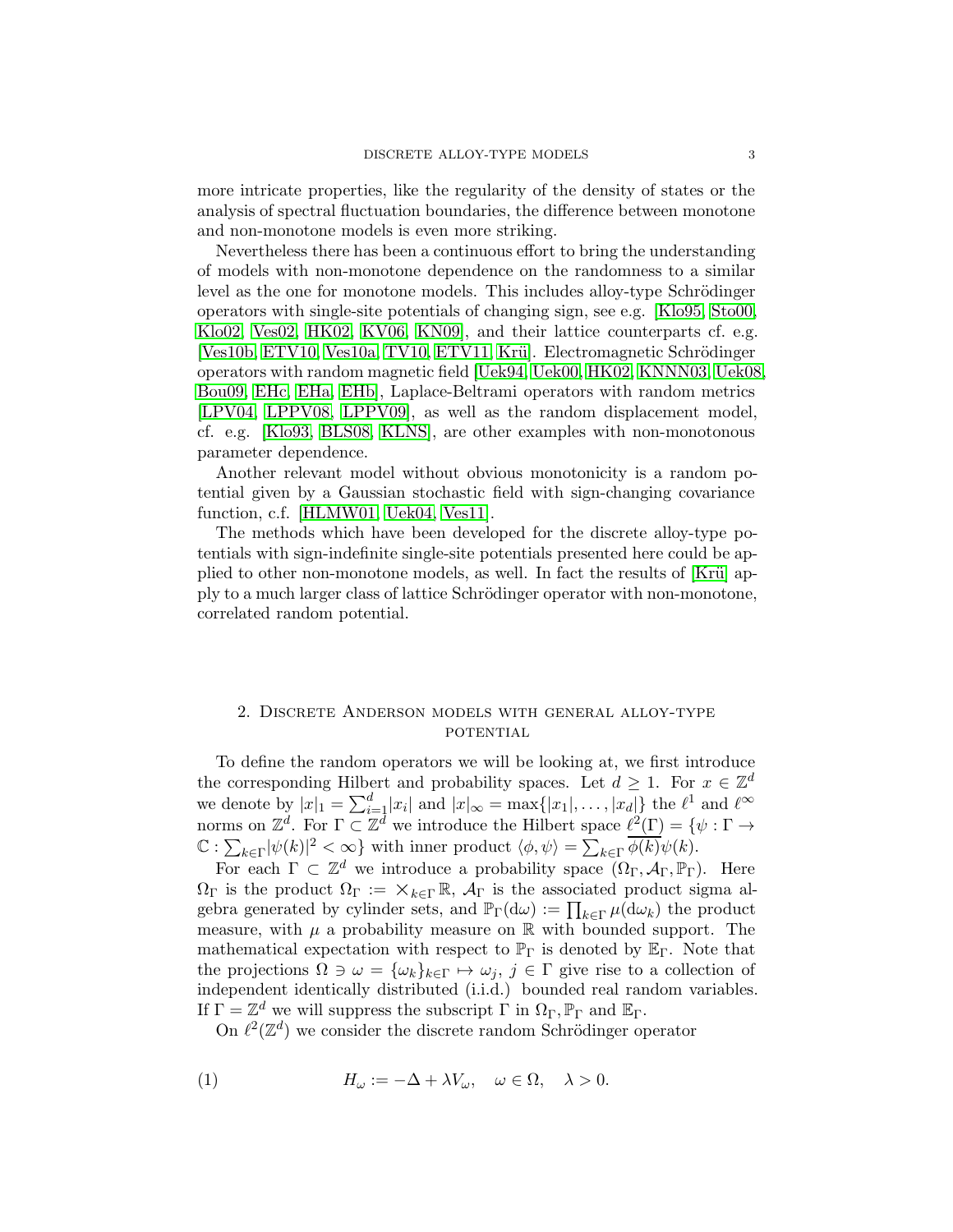more intricate properties, like the regularity of the density of states or the analysis of spectral fluctuation boundaries, the difference between monotone and non-monotone models is even more striking.

Nevertheless there has been a continuous effort to bring the understanding of models with non-monotone dependence on the randomness to a similar level as the one for monotone models. This includes alloy-type Schrödinger operators with single-site potentials of changing sign, see e.g. [Klo95, Sto00, Klo02, Ves02, HK02, KV06, KN09], and their lattice counterparts cf. e.g. [Ves10b, ETV10, Ves10a, TV10, ETV11, Krü]. Electromagnetic Schrödinger operators with random magnetic field [Uek94, Uek00, HK02, KNNN03, Uek08, Bou09, EHc, EHa, EHb], Laplace-Beltrami operators with random metrics [LPV04, LPPV08, LPPV09], as well as the random displacement model, cf. e.g. [Klo93, BLS08, KLNS], are other examples with non-monotonous parameter dependence.

Another relevant model without obvious monotonicity is a random potential given by a Gaussian stochastic field with sign-changing covariance function, c.f. [HLMW01, Uek04, Ves11].

The methods which have been developed for the discrete alloy-type potentials with sign-indefinite single-site potentials presented here could be applied to other non-monotone models, as well. In fact the results of [Krü] apply to a much larger class of lattice Schrödinger operator with non-monotone, correlated random potential.

## 2. Discrete Anderson models with general alloy-type potential

To define the random operators we will be looking at, we first introduce the corresponding Hilbert and probability spaces. Let $d \geq 1$. For $x \in \mathbb{Z}^d$ we denote by $|x|_1 = \sum_{i=1}^{d} |x_i|$ and $|x|_\infty = \max\{|x_1|, \ldots, |x_d|\}$ the $\ell^1$ and $\ell^\infty$ norms on $\mathbb{Z}^d$. For $\Gamma \subset \mathbb{Z}^d$ we introduce the Hilbert space $\ell^2(\Gamma) = \{\psi : \Gamma \to \mathbb{C} : \sum_{k\in\Gamma} |\psi(k)|^2 < \infty\}$ with inner product $\langle \phi, \psi \rangle = \sum_{k\in\Gamma} \overline{\phi(k)} \psi(k)$.

For each $\Gamma \subset \mathbb{Z}^d$ we introduce a probability space $(\Omega_\Gamma, \mathcal{A}_\Gamma, \mathbb{P}_\Gamma)$. Here $\Omega_\Gamma$ is the product $\Omega_\Gamma := \times_{k\in\Gamma} \mathbb{R}$, $\mathcal{A}_\Gamma$ is the associated product sigma algebra generated by cylinder sets, and $\mathbb{P}_\Gamma(\mathrm{d}\omega) := \prod_{k\in\Gamma} \mu(\mathrm{d}\omega_k)$ the product measure, with $\mu$ a probability measure on $\mathbb{R}$ with bounded support. The mathematical expectation with respect to $\mathbb{P}_\Gamma$ is denoted by $\mathbb{E}_\Gamma$. Note that the projections $\Omega \ni \omega = \{\omega_k\}_{k\in\Gamma} \mapsto \omega_j$, $j \in \Gamma$ give rise to a collection of independent identically distributed (i.i.d.) bounded real random variables. If $\Gamma = \mathbb{Z}^d$ we will suppress the subscript $\Gamma$ in $\Omega_\Gamma, \mathbb{P}_\Gamma$ and $\mathbb{E}_\Gamma$.

On $\ell^2(\mathbb{Z}^d)$ we consider the discrete random Schrödinger operator

$$H_\omega := -\Delta + \lambda V_\omega, \quad \omega \in \Omega, \quad \lambda > 0. \tag{1}$$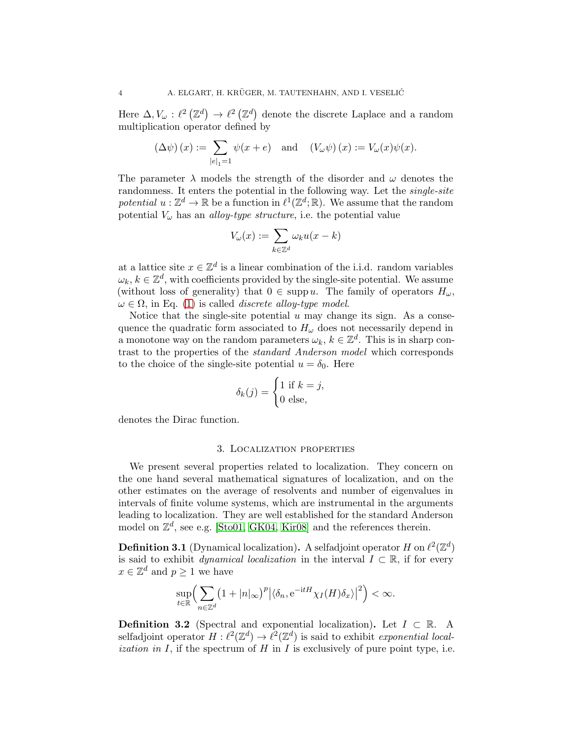Here $\Delta, V_\omega : \ell^2(\mathbb{Z}^d) \to \ell^2(\mathbb{Z}^d)$ denote the discrete Laplace and a random multiplication operator defined by

$$(\Delta\psi)(x) := \sum_{|e|_1=1} \psi(x+e) \quad \text{and} \quad (V_\omega\psi)(x) := V_\omega(x)\psi(x).$$

The parameter $\lambda$ models the strength of the disorder and $\omega$ denotes the randomness. It enters the potential in the following way. Let the *single-site potential* $u : \mathbb{Z}^d \to \mathbb{R}$ be a function in $\ell^1(\mathbb{Z}^d;\mathbb{R})$. We assume that the random potential $V_\omega$ has an *alloy-type structure*, i.e. the potential value

$$V_\omega(x) := \sum_{k\in\mathbb{Z}^d} \omega_k u(x-k)$$

at a lattice site $x \in \mathbb{Z}^d$ is a linear combination of the i.i.d. random variables $\omega_k$, $k \in \mathbb{Z}^d$, with coefficients provided by the single-site potential. We assume (without loss of generality) that $0 \in \operatorname{supp} u$. The family of operators $H_\omega$, $\omega \in \Omega$, in Eq. (1) is called *discrete alloy-type model*.

Notice that the single-site potential $u$ may change its sign. As a consequence the quadratic form associated to $H_\omega$ does not necessarily depend in a monotone way on the random parameters $\omega_k$, $k \in \mathbb{Z}^d$. This is in sharp contrast to the properties of the *standard Anderson model* which corresponds to the choice of the single-site potential $u = \delta_0$. Here

$$\delta_k(j) = \begin{cases} 1 \text{ if } k = j, \\ 0 \text{ else,} \end{cases}$$

denotes the Dirac function.

## 3. Localization properties

We present several properties related to localization. They concern on the one hand several mathematical signatures of localization, and on the other estimates on the average of resolvents and number of eigenvalues in intervals of finite volume systems, which are instrumental in the arguments leading to localization. They are well established for the standard Anderson model on $\mathbb{Z}^d$, see e.g. [Sto01, GK04, Kir08] and the references therein.

**Definition 3.1** (Dynamical localization)**.** A selfadjoint operator $H$ on $\ell^2(\mathbb{Z}^d)$ is said to exhibit *dynamical localization* in the interval $I \subset \mathbb{R}$, if for every $x \in \mathbb{Z}^d$ and $p \geq 1$ we have

$$\sup_{t\in\mathbb{R}} \Big( \sum_{n\in\mathbb{Z}^d} \big(1+|n|_\infty\big)^p \big|\langle \delta_n, \mathrm{e}^{-\mathrm{i}tH}\chi_I(H)\delta_x\rangle\big|^2 \Big) < \infty.$$

**Definition 3.2** (Spectral and exponential localization)**.** Let $I \subset \mathbb{R}$. A selfadjoint operator $H : \ell^2(\mathbb{Z}^d) \to \ell^2(\mathbb{Z}^d)$ is said to exhibit *exponential localization in $I$*, if the spectrum of $H$ in $I$ is exclusively of pure point type, i.e.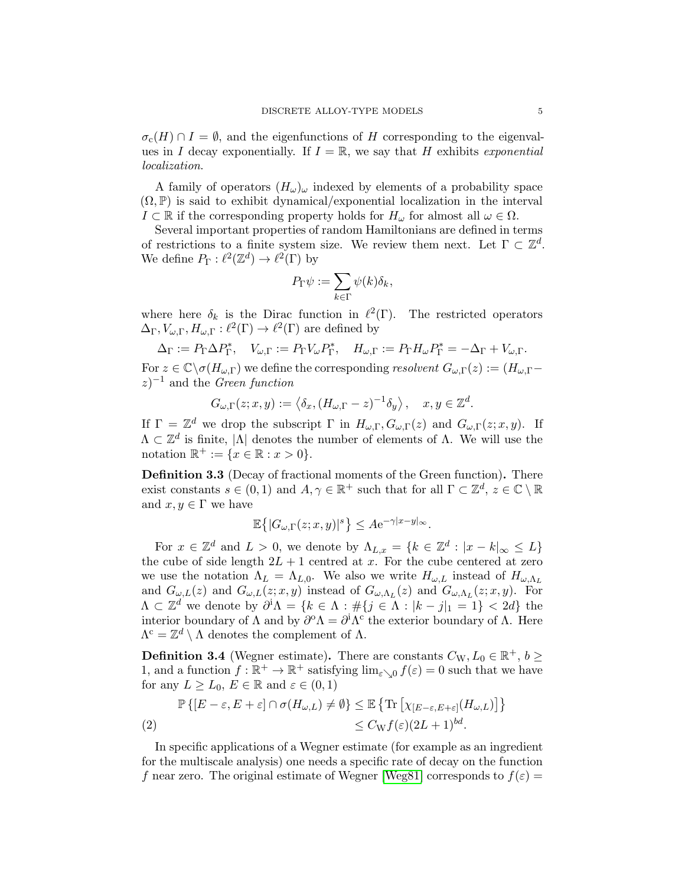$\sigma_{\mathrm{c}}(H) \cap I = \emptyset$, and the eigenfunctions of $H$ corresponding to the eigenvalues in $I$ decay exponentially. If $I = \mathbb{R}$, we say that $H$ exhibits *exponential localization*.

A family of operators $(H_\omega)_\omega$ indexed by elements of a probability space $(\Omega, \mathbb{P})$ is said to exhibit dynamical/exponential localization in the interval $I \subset \mathbb{R}$ if the corresponding property holds for $H_\omega$ for almost all $\omega \in \Omega$.

Several important properties of random Hamiltonians are defined in terms of restrictions to a finite system size. We review them next. Let $\Gamma \subset \mathbb{Z}^d$. We define $P_\Gamma : \ell^2(\mathbb{Z}^d) \to \ell^2(\Gamma)$ by

$$P_\Gamma \psi := \sum_{k \in \Gamma} \psi(k) \delta_k,$$

where here $\delta_k$ is the Dirac function in $\ell^2(\Gamma)$. The restricted operators $\Delta_\Gamma, V_{\omega,\Gamma}, H_{\omega,\Gamma} : \ell^2(\Gamma) \to \ell^2(\Gamma)$ are defined by

$$\Delta_\Gamma := P_\Gamma \Delta P_\Gamma^*, \quad V_{\omega,\Gamma} := P_\Gamma V_\omega P_\Gamma^*, \quad H_{\omega,\Gamma} := P_\Gamma H_\omega P_\Gamma^* = -\Delta_\Gamma + V_{\omega,\Gamma}.$$

For $z \in \mathbb{C} \setminus \sigma(H_{\omega,\Gamma})$ we define the corresponding *resolvent* $G_{\omega,\Gamma}(z) := (H_{\omega,\Gamma} - z)^{-1}$ and the *Green function*

$$G_{\omega,\Gamma}(z; x, y) := \left\langle \delta_x, (H_{\omega,\Gamma} - z)^{-1} \delta_y \right\rangle, \quad x, y \in \mathbb{Z}^d.$$

If $\Gamma = \mathbb{Z}^d$ we drop the subscript $\Gamma$ in $H_{\omega,\Gamma}, G_{\omega,\Gamma}(z)$ and $G_{\omega,\Gamma}(z; x, y)$. If $\Lambda \subset \mathbb{Z}^d$ is finite, $|\Lambda|$ denotes the number of elements of $\Lambda$. We will use the notation $\mathbb{R}^+ := \{x \in \mathbb{R} : x > 0\}$.

**Definition 3.3** (Decay of fractional moments of the Green function)**.** There exist constants $s \in (0,1)$ and $A, \gamma \in \mathbb{R}^+$ such that for all $\Gamma \subset \mathbb{Z}^d$, $z \in \mathbb{C} \setminus \mathbb{R}$ and $x, y \in \Gamma$ we have

$$\mathbb{E}\bigl\{|G_{\omega,\Gamma}(z; x, y)|^s\bigr\} \leq A \mathrm{e}^{-\gamma |x - y|_\infty}.$$

For $x \in \mathbb{Z}^d$ and $L > 0$, we denote by $\Lambda_{L,x} = \{k \in \mathbb{Z}^d : |x - k|_\infty \leq L\}$ the cube of side length $2L + 1$ centred at $x$. For the cube centered at zero we use the notation $\Lambda_L = \Lambda_{L,0}$. We also we write $H_{\omega,L}$ instead of $H_{\omega,\Lambda_L}$ and $G_{\omega,L}(z)$ and $G_{\omega,L}(z; x, y)$ instead of $G_{\omega,\Lambda_L}(z)$ and $G_{\omega,\Lambda_L}(z; x, y)$. For $\Lambda \subset \mathbb{Z}^d$ we denote by $\partial^{\mathrm{i}} \Lambda = \{k \in \Lambda : \#\{j \in \Lambda : |k - j|_1 = 1\} < 2d\}$ the interior boundary of $\Lambda$ and by $\partial^{\mathrm{o}} \Lambda = \partial^{\mathrm{i}} \Lambda^{\mathrm{c}}$ the exterior boundary of $\Lambda$. Here $\Lambda^{\mathrm{c}} = \mathbb{Z}^d \setminus \Lambda$ denotes the complement of $\Lambda$.

**Definition 3.4** (Wegner estimate)**.** There are constants $C_{\mathrm{W}}, L_0 \in \mathbb{R}^+$, $b \geq 1$, and a function $f : \mathbb{R}^+ \to \mathbb{R}^+$ satisfying $\lim_{\varepsilon \searrow 0} f(\varepsilon) = 0$ such that we have for any $L \geq L_0$, $E \in \mathbb{R}$ and $\varepsilon \in (0,1)$

$$\begin{aligned}
\mathbb{P}\left\{[E - \varepsilon, E + \varepsilon] \cap \sigma(H_{\omega,L}) \neq \emptyset\right\} &\leq \mathbb{E}\left\{\mathrm{Tr}\left[\chi_{[E-\varepsilon,E+\varepsilon]}(H_{\omega,L})\right]\right\} \\
&\leq C_{\mathrm{W}} f(\varepsilon) (2L + 1)^{bd}. \qquad (2)
\end{aligned}$$

In specific applications of a Wegner estimate (for example as an ingredient for the multiscale analysis) one needs a specific rate of decay on the function $f$ near zero. The original estimate of Wegner [Weg81] corresponds to $f(\varepsilon) =$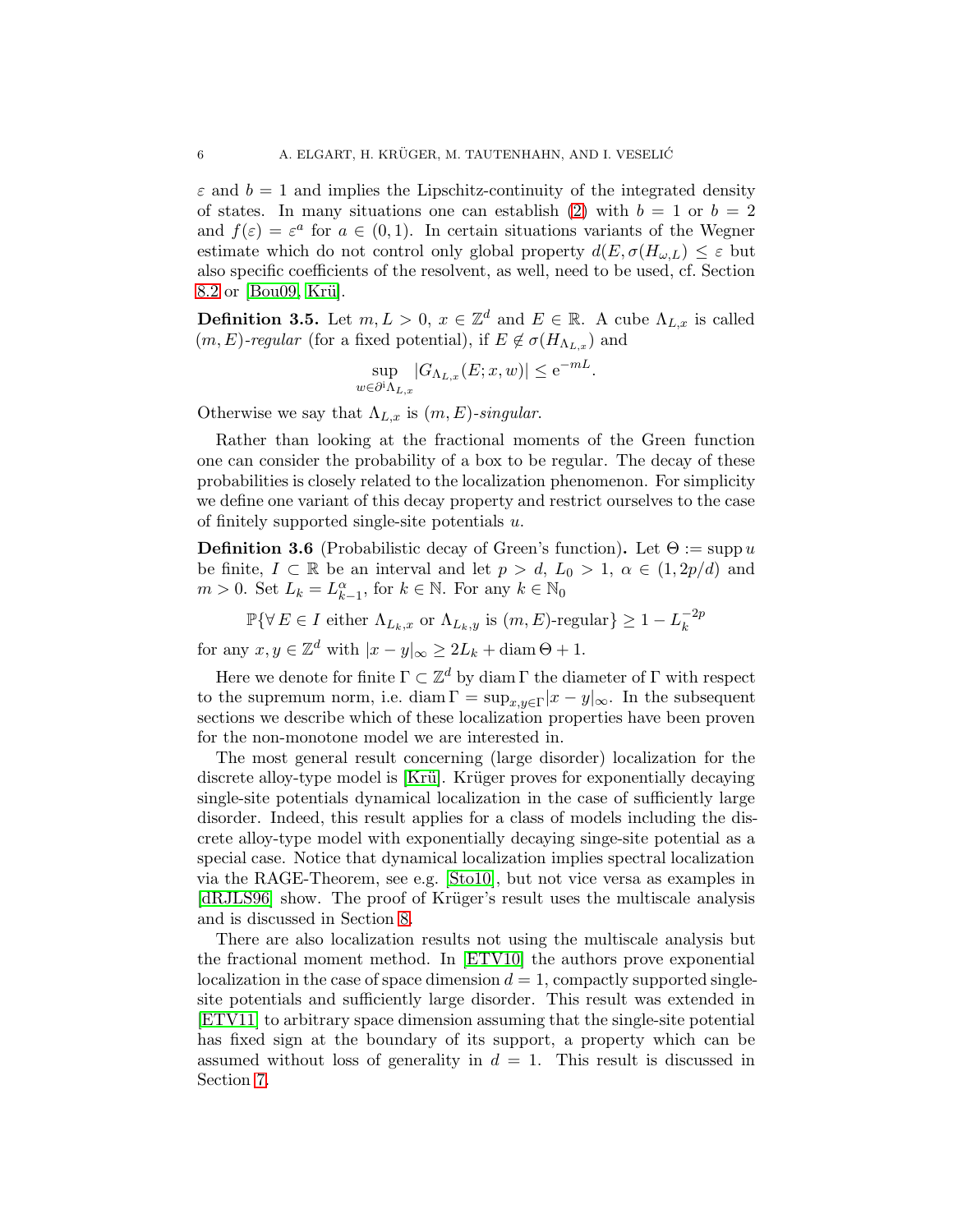$\varepsilon$ and $b = 1$ and implies the Lipschitz-continuity of the integrated density of states. In many situations one can establish (2) with $b = 1$ or $b = 2$ and $f(\varepsilon) = \varepsilon^a$ for $a \in (0, 1)$. In certain situations variants of the Wegner estimate which do not control only global property $d(E, \sigma(H_{\omega,L}) \leq \varepsilon$ but also specific coefficients of the resolvent, as well, need to be used, cf. Section 8.2 or [Bou09, Krü].

**Definition 3.5.** Let $m, L > 0$, $x \in \mathbb{Z}^d$ and $E \in \mathbb{R}$. A cube $\Lambda_{L,x}$ is called *$(m, E)$-regular* (for a fixed potential), if $E \notin \sigma(H_{\Lambda_{L,x}})$ and

$$\sup_{w \in \partial^{\mathrm{i}} \Lambda_{L,x}} |G_{\Lambda_{L,x}}(E; x, w)| \leq \mathrm{e}^{-mL}.$$

Otherwise we say that $\Lambda_{L,x}$ is *$(m, E)$-singular*.

Rather than looking at the fractional moments of the Green function one can consider the probability of a box to be regular. The decay of these probabilities is closely related to the localization phenomenon. For simplicity we define one variant of this decay property and restrict ourselves to the case of finitely supported single-site potentials $u$.

**Definition 3.6** (Probabilistic decay of Green's function)**.** Let $\Theta := \operatorname{supp} u$ be finite, $I \subset \mathbb{R}$ be an interval and let $p > d$, $L_0 > 1$, $\alpha \in (1, 2p/d)$ and $m > 0$. Set $L_k = L_{k-1}^\alpha$, for $k \in \mathbb{N}$. For any $k \in \mathbb{N}_0$

$$\mathbb{P}\{\forall\, E \in I \text{ either } \Lambda_{L_k,x} \text{ or } \Lambda_{L_k,y} \text{ is } (m, E)\text{-regular}\} \geq 1 - L_k^{-2p}$$

for any $x, y \in \mathbb{Z}^d$ with $|x - y|_\infty \geq 2L_k + \operatorname{diam} \Theta + 1$.

Here we denote for finite $\Gamma \subset \mathbb{Z}^d$ by $\operatorname{diam} \Gamma$ the diameter of $\Gamma$ with respect to the supremum norm, i.e. $\operatorname{diam} \Gamma = \sup_{x,y \in \Gamma} |x - y|_\infty$. In the subsequent sections we describe which of these localization properties have been proven for the non-monotone model we are interested in.

The most general result concerning (large disorder) localization for the discrete alloy-type model is [Krü]. Krüger proves for exponentially decaying single-site potentials dynamical localization in the case of sufficiently large disorder. Indeed, this result applies for a class of models including the discrete alloy-type model with exponentially decaying singe-site potential as a special case. Notice that dynamical localization implies spectral localization via the RAGE-Theorem, see e.g. [Sto10], but not vice versa as examples in [dRJLS96] show. The proof of Krüger's result uses the multiscale analysis and is discussed in Section 8.

There are also localization results not using the multiscale analysis but the fractional moment method. In [ETV10] the authors prove exponential localization in the case of space dimension $d = 1$, compactly supported single-site potentials and sufficiently large disorder. This result was extended in [ETV11] to arbitrary space dimension assuming that the single-site potential has fixed sign at the boundary of its support, a property which can be assumed without loss of generality in $d = 1$. This result is discussed in Section 7.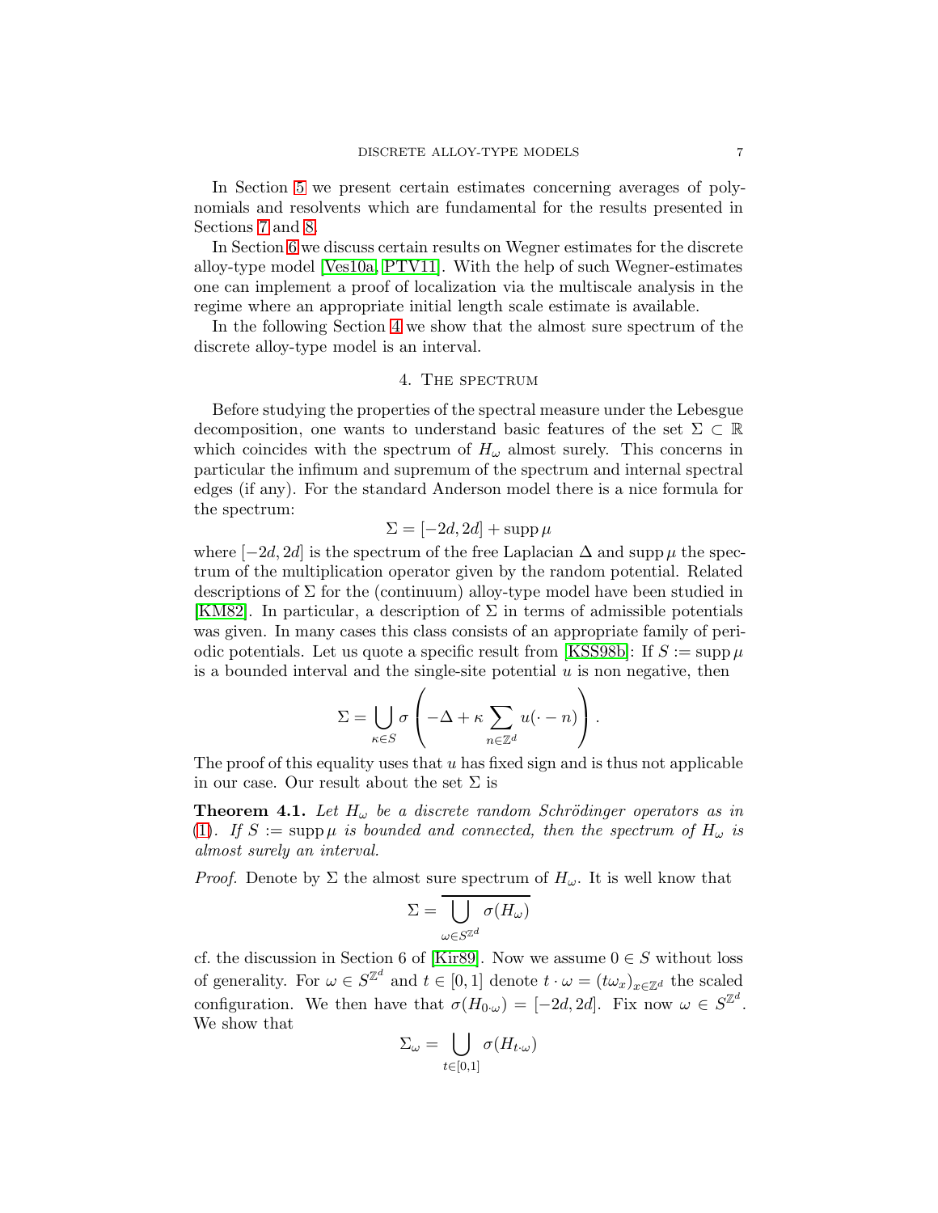In Section 5 we present certain estimates concerning averages of polynomials and resolvents which are fundamental for the results presented in Sections 7 and 8.

In Section 6 we discuss certain results on Wegner estimates for the discrete alloy-type model [Ves10a, PTV11]. With the help of such Wegner-estimates one can implement a proof of localization via the multiscale analysis in the regime where an appropriate initial length scale estimate is available.

In the following Section 4 we show that the almost sure spectrum of the discrete alloy-type model is an interval.

## 4. The spectrum

Before studying the properties of the spectral measure under the Lebesgue decomposition, one wants to understand basic features of the set $\Sigma \subset \mathbb{R}$ which coincides with the spectrum of $H_\omega$ almost surely. This concerns in particular the infimum and supremum of the spectrum and internal spectral edges (if any). For the standard Anderson model there is a nice formula for the spectrum:

$$\Sigma = [-2d, 2d] + \operatorname{supp} \mu$$

where $[-2d, 2d]$ is the spectrum of the free Laplacian $\Delta$ and $\operatorname{supp} \mu$ the spectrum of the multiplication operator given by the random potential. Related descriptions of $\Sigma$ for the (continuum) alloy-type model have been studied in [KM82]. In particular, a description of $\Sigma$ in terms of admissible potentials was given. In many cases this class consists of an appropriate family of periodic potentials. Let us quote a specific result from [KSS98b]: If $S := \operatorname{supp} \mu$ is a bounded interval and the single-site potential $u$ is non negative, then

$$\Sigma = \bigcup_{\kappa \in S} \sigma \left( -\Delta + \kappa \sum_{n \in \mathbb{Z}^d} u(\cdot - n) \right).$$

The proof of this equality uses that $u$ has fixed sign and is thus not applicable in our case. Our result about the set $\Sigma$ is

**Theorem 4.1.** *Let $H_\omega$ be a discrete random Schrödinger operators as in (1). If $S := \operatorname{supp} \mu$ is bounded and connected, then the spectrum of $H_\omega$ is almost surely an interval.*

*Proof.* Denote by $\Sigma$ the almost sure spectrum of $H_\omega$. It is well know that

$$\Sigma = \overline{\bigcup_{\omega \in S^{\mathbb{Z}^d}} \sigma(H_\omega)}$$

cf. the discussion in Section 6 of [Kir89]. Now we assume $0 \in S$ without loss of generality. For $\omega \in S^{\mathbb{Z}^d}$ and $t \in [0, 1]$ denote $t \cdot \omega = (t\omega_x)_{x \in \mathbb{Z}^d}$ the scaled configuration. We then have that $\sigma(H_{0 \cdot \omega}) = [-2d, 2d]$. Fix now $\omega \in S^{\mathbb{Z}^d}$. We show that

$$\Sigma_\omega = \bigcup_{t \in [0,1]} \sigma(H_{t \cdot \omega})$$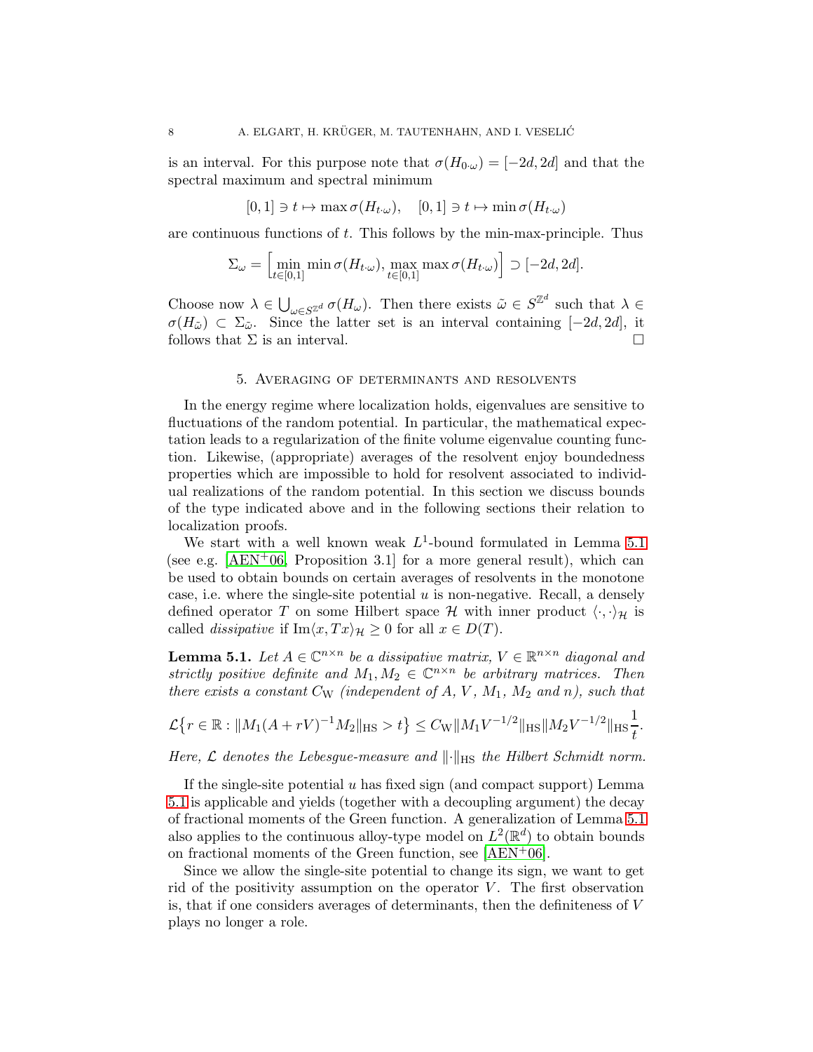is an interval. For this purpose note that $\sigma(H_{0\cdot\omega}) = [-2d, 2d]$ and that the spectral maximum and spectral minimum

$$[0,1] \ni t \mapsto \max \sigma(H_{t\cdot\omega}), \quad [0,1] \ni t \mapsto \min \sigma(H_{t\cdot\omega})$$

are continuous functions of $t$. This follows by the min-max-principle. Thus

$$\Sigma_\omega = \Big[\min_{t\in[0,1]} \min \sigma(H_{t\cdot\omega}), \max_{t\in[0,1]} \max \sigma(H_{t\cdot\omega})\Big] \supset [-2d, 2d].$$

Choose now $\lambda \in \bigcup_{\omega\in S^{\mathbb{Z}^d}} \sigma(H_\omega)$. Then there exists $\tilde{\omega} \in S^{\mathbb{Z}^d}$ such that $\lambda \in \sigma(H_{\tilde{\omega}}) \subset \Sigma_{\tilde{\omega}}$. Since the latter set is an interval containing $[-2d, 2d]$, it follows that $\Sigma$ is an interval. □

## 5. Averaging of determinants and resolvents

In the energy regime where localization holds, eigenvalues are sensitive to fluctuations of the random potential. In particular, the mathematical expectation leads to a regularization of the finite volume eigenvalue counting function. Likewise, (appropriate) averages of the resolvent enjoy boundedness properties which are impossible to hold for resolvent associated to individual realizations of the random potential. In this section we discuss bounds of the type indicated above and in the following sections their relation to localization proofs.

We start with a well known weak $L^1$-bound formulated in Lemma 5.1 (see e.g. [AEN+06, Proposition 3.1] for a more general result), which can be used to obtain bounds on certain averages of resolvents in the monotone case, i.e. where the single-site potential $u$ is non-negative. Recall, a densely defined operator $T$ on some Hilbert space $\mathcal{H}$ with inner product $\langle\cdot,\cdot\rangle_{\mathcal{H}}$ is called *dissipative* if $\operatorname{Im}\langle x, Tx\rangle_{\mathcal{H}} \geq 0$ for all $x \in D(T)$.

**Lemma 5.1.** *Let $A \in \mathbb{C}^{n\times n}$ be a dissipative matrix, $V \in \mathbb{R}^{n\times n}$ diagonal and strictly positive definite and $M_1, M_2 \in \mathbb{C}^{n\times n}$ be arbitrary matrices. Then there exists a constant $C_{\mathrm{W}}$ (independent of $A$, $V$, $M_1$, $M_2$ and $n$), such that*

$$\mathcal{L}\big\{r \in \mathbb{R} : \|M_1(A + rV)^{-1}M_2\|_{\mathrm{HS}} > t\big\} \leq C_{\mathrm{W}}\|M_1V^{-1/2}\|_{\mathrm{HS}}\|M_2V^{-1/2}\|_{\mathrm{HS}}\frac{1}{t}.$$

*Here, $\mathcal{L}$ denotes the Lebesgue-measure and $\|\cdot\|_{\mathrm{HS}}$ the Hilbert Schmidt norm.*

If the single-site potential $u$ has fixed sign (and compact support) Lemma 5.1 is applicable and yields (together with a decoupling argument) the decay of fractional moments of the Green function. A generalization of Lemma 5.1 also applies to the continuous alloy-type model on $L^2(\mathbb{R}^d)$ to obtain bounds on fractional moments of the Green function, see [AEN+06].

Since we allow the single-site potential to change its sign, we want to get rid of the positivity assumption on the operator $V$. The first observation is, that if one considers averages of determinants, then the definiteness of $V$ plays no longer a role.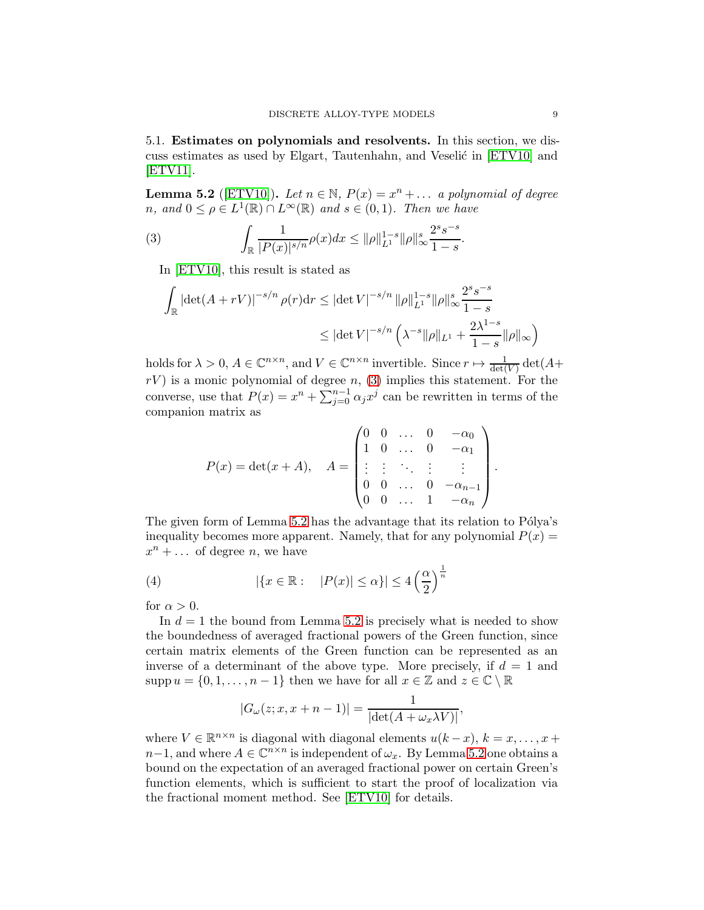### 5.1. Estimates on polynomials and resolvents.

In this section, we discuss estimates as used by Elgart, Tautenhahn, and Veselić in [ETV10] and [ETV11].

**Lemma 5.2** ([ETV10]). *Let $n \in \mathbb{N}$, $P(x) = x^n + \dots$ a polynomial of degree $n$, and $0 \le \rho \in L^1(\mathbb{R}) \cap L^\infty(\mathbb{R})$ and $s \in (0,1)$. Then we have*

$$\int_{\mathbb{R}} \frac{1}{|P(x)|^{s/n}} \rho(x) dx \le \|\rho\|_{L^1}^{1-s} \|\rho\|_\infty^s \frac{2^s s^{-s}}{1-s}. \tag{3}$$

In [ETV10], this result is stated as

$$\begin{aligned}\int_{\mathbb{R}} |\det(A + rV)|^{-s/n} \rho(r) \mathrm{d}r &\le |\det V|^{-s/n} \|\rho\|_{L^1}^{1-s} \|\rho\|_\infty^s \frac{2^s s^{-s}}{1-s} \\ &\le |\det V|^{-s/n} \left( \lambda^{-s} \|\rho\|_{L^1} + \frac{2\lambda^{1-s}}{1-s} \|\rho\|_\infty \right)\end{aligned}$$

holds for $\lambda > 0$, $A \in \mathbb{C}^{n\times n}$, and $V \in \mathbb{C}^{n\times n}$ invertible. Since $r \mapsto \frac{1}{\det(V)} \det(A + rV)$ is a monic polynomial of degree $n$, (3) implies this statement. For the converse, use that $P(x) = x^n + \sum_{j=0}^{n-1} \alpha_j x^j$ can be rewritten in terms of the companion matrix as

$$P(x) = \det(x + A), \quad A = \begin{pmatrix} 0 & 0 & \dots & 0 & -\alpha_0 \\ 1 & 0 & \dots & 0 & -\alpha_1 \\ \vdots & \vdots & \ddots & \vdots & \vdots \\ 0 & 0 & \dots & 0 & -\alpha_{n-1} \\ 0 & 0 & \dots & 1 & -\alpha_n \end{pmatrix}.$$

The given form of Lemma 5.2 has the advantage that its relation to Pólya's inequality becomes more apparent. Namely, that for any polynomial $P(x) = x^n + \dots$ of degree $n$, we have

$$|\{x \in \mathbb{R} : \quad |P(x)| \le \alpha\}| \le 4 \left( \frac{\alpha}{2} \right)^{\frac{1}{n}} \tag{4}$$

for $\alpha > 0$.

In $d = 1$ the bound from Lemma 5.2 is precisely what is needed to show the boundedness of averaged fractional powers of the Green function, since certain matrix elements of the Green function can be represented as an inverse of a determinant of the above type. More precisely, if $d = 1$ and $\operatorname{supp} u = \{0, 1, \dots, n-1\}$ then we have for all $x \in \mathbb{Z}$ and $z \in \mathbb{C} \setminus \mathbb{R}$

$$|G_\omega(z; x, x+n-1)| = \frac{1}{|\det(A + \omega_x \lambda V)|},$$

where $V \in \mathbb{R}^{n\times n}$ is diagonal with diagonal elements $u(k - x)$, $k = x, \dots, x + n-1$, and where $A \in \mathbb{C}^{n\times n}$ is independent of $\omega_x$. By Lemma 5.2 one obtains a bound on the expectation of an averaged fractional power on certain Green's function elements, which is sufficient to start the proof of localization via the fractional moment method. See [ETV10] for details.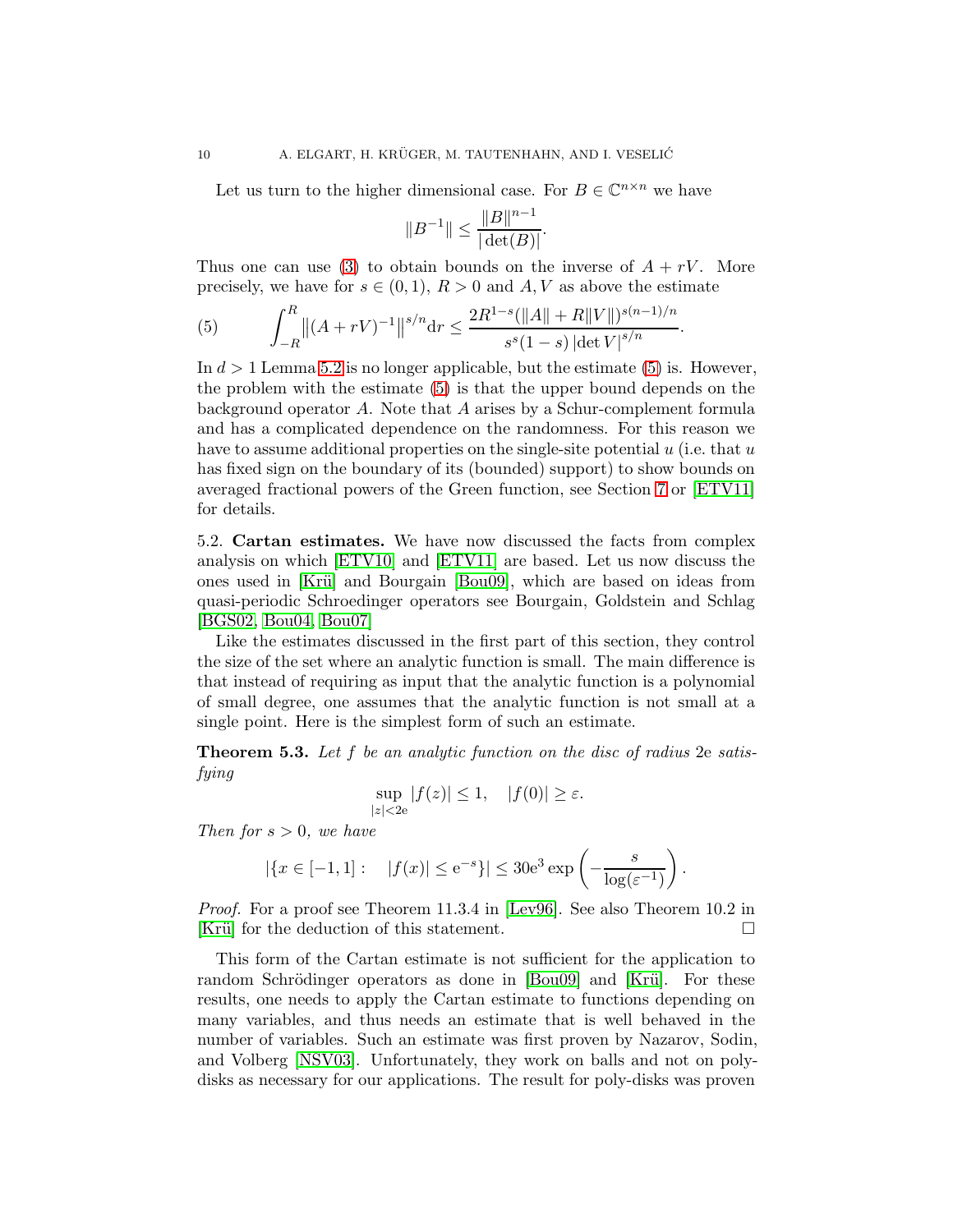Let us turn to the higher dimensional case. For $B \in \mathbb{C}^{n\times n}$ we have

$$\|B^{-1}\| \leq \frac{\|B\|^{n-1}}{|\det(B)|}.$$

Thus one can use (3) to obtain bounds on the inverse of $A + rV$. More precisely, we have for $s \in (0,1)$, $R > 0$ and $A, V$ as above the estimate

$$\int_{-R}^{R} \left\|(A+rV)^{-1}\right\|^{s/n} \mathrm{d}r \leq \frac{2R^{1-s}(\|A\| + R\|V\|)^{s(n-1)/n}}{s^s(1-s)\,|\det V|^{s/n}}. \tag{5}$$

In $d > 1$ Lemma 5.2 is no longer applicable, but the estimate (5) is. However, the problem with the estimate (5) is that the upper bound depends on the background operator $A$. Note that $A$ arises by a Schur-complement formula and has a complicated dependence on the randomness. For this reason we have to assume additional properties on the single-site potential $u$ (i.e. that $u$ has fixed sign on the boundary of its (bounded) support) to show bounds on averaged fractional powers of the Green function, see Section 7 or [ETV11] for details.

5.2. **Cartan estimates.** We have now discussed the facts from complex analysis on which [ETV10] and [ETV11] are based. Let us now discuss the ones used in [Krü] and Bourgain [Bou09], which are based on ideas from quasi-periodic Schroedinger operators see Bourgain, Goldstein and Schlag [BGS02, Bou04, Bou07]

Like the estimates discussed in the first part of this section, they control the size of the set where an analytic function is small. The main difference is that instead of requiring as input that the analytic function is a polynomial of small degree, one assumes that the analytic function is not small at a single point. Here is the simplest form of such an estimate.

**Theorem 5.3.** *Let $f$ be an analytic function on the disc of radius $2\mathrm{e}$ satisfying*

$$\sup_{|z|<2\mathrm{e}} |f(z)| \leq 1, \quad |f(0)| \geq \varepsilon.$$

*Then for $s > 0$, we have*

$$|\{x \in [-1,1] : \quad |f(x)| \leq \mathrm{e}^{-s}\}| \leq 30\mathrm{e}^3 \exp\left(-\frac{s}{\log(\varepsilon^{-1})}\right).$$

*Proof.* For a proof see Theorem 11.3.4 in [Lev96]. See also Theorem 10.2 in [Krü] for the deduction of this statement. $\square$

This form of the Cartan estimate is not sufficient for the application to random Schrödinger operators as done in [Bou09] and [Krü]. For these results, one needs to apply the Cartan estimate to functions depending on many variables, and thus needs an estimate that is well behaved in the number of variables. Such an estimate was first proven by Nazarov, Sodin, and Volberg [NSV03]. Unfortunately, they work on balls and not on polydisks as necessary for our applications. The result for poly-disks was proven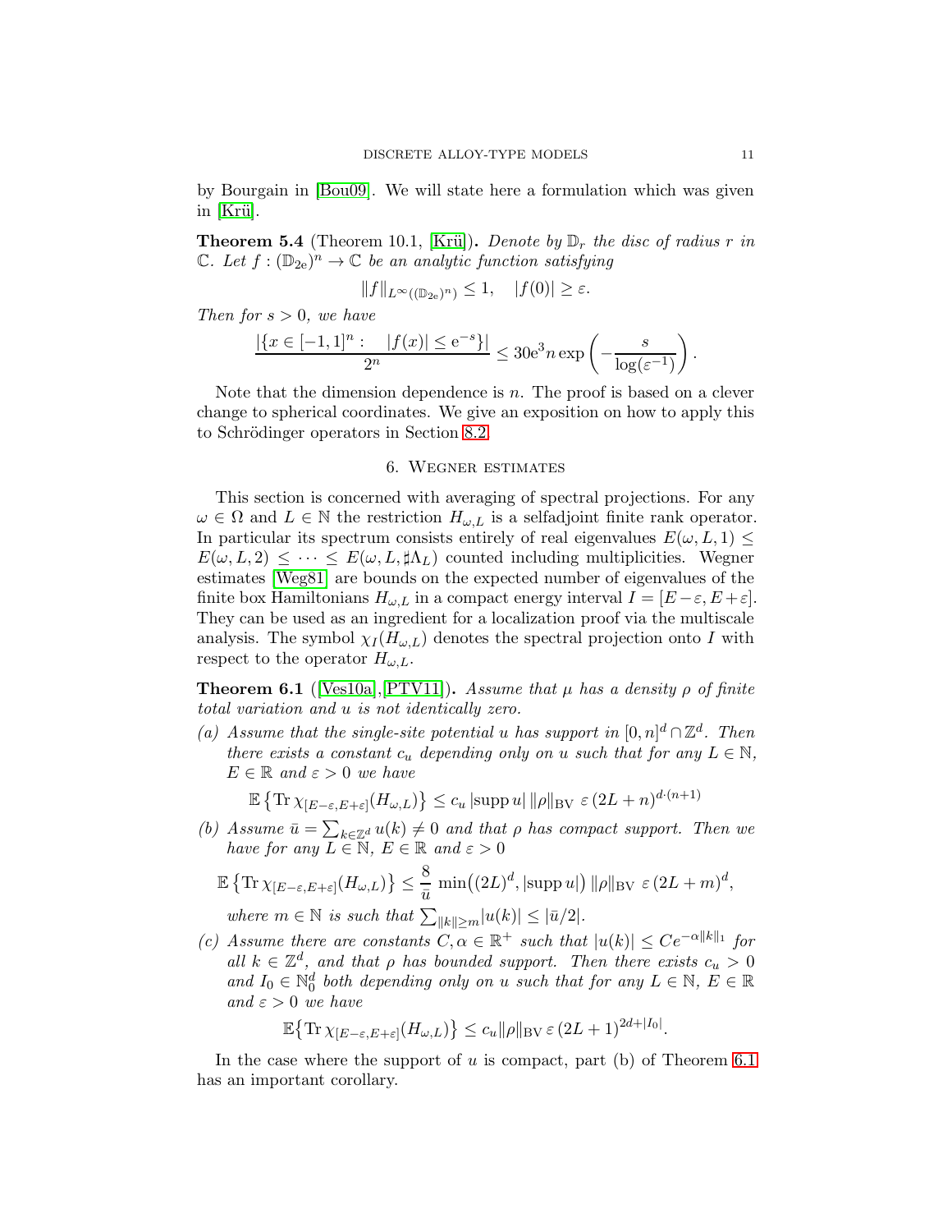by Bourgain in [Bou09]. We will state here a formulation which was given in [Krü].

**Theorem 5.4** (Theorem 10.1, [Krü])**.** *Denote by $\mathbb{D}_r$ the disc of radius $r$ in $\mathbb{C}$. Let $f : (\mathbb{D}_{2\mathrm{e}})^n \to \mathbb{C}$ be an analytic function satisfying*

$$\|f\|_{L^\infty((\mathbb{D}_{2\mathrm{e}})^n)} \leq 1, \quad |f(0)| \geq \varepsilon.$$

*Then for $s > 0$, we have*

$$\frac{|\{x \in [-1,1]^n : \quad |f(x)| \leq \mathrm{e}^{-s}\}|}{2^n} \leq 30\mathrm{e}^3 n \exp\left(-\frac{s}{\log(\varepsilon^{-1})}\right).$$

Note that the dimension dependence is $n$. The proof is based on a clever change to spherical coordinates. We give an exposition on how to apply this to Schrödinger operators in Section 8.2.

## 6. Wegner estimates

This section is concerned with averaging of spectral projections. For any $\omega \in \Omega$ and $L \in \mathbb{N}$ the restriction $H_{\omega,L}$ is a selfadjoint finite rank operator. In particular its spectrum consists entirely of real eigenvalues $E(\omega, L, 1) \leq E(\omega, L, 2) \leq \cdots \leq E(\omega, L, \sharp\Lambda_L)$ counted including multiplicities. Wegner estimates [Weg81] are bounds on the expected number of eigenvalues of the finite box Hamiltonians $H_{\omega,L}$ in a compact energy interval $I = [E - \varepsilon, E + \varepsilon]$. They can be used as an ingredient for a localization proof via the multiscale analysis. The symbol $\chi_I(H_{\omega,L})$ denotes the spectral projection onto $I$ with respect to the operator $H_{\omega,L}$.

**Theorem 6.1** ([Ves10a],[PTV11])**.** *Assume that $\mu$ has a density $\rho$ of finite total variation and $u$ is not identically zero.*

*(a) Assume that the single-site potential $u$ has support in $[0,n]^d \cap \mathbb{Z}^d$. Then there exists a constant $c_u$ depending only on $u$ such that for any $L \in \mathbb{N}$, $E \in \mathbb{R}$ and $\varepsilon > 0$ we have*

$$\mathbb{E}\left\{\operatorname{Tr} \chi_{[E-\varepsilon,E+\varepsilon]}(H_{\omega,L})\right\} \leq c_u \, |\operatorname{supp} u| \, \|\rho\|_{\mathrm{BV}} \; \varepsilon \, (2L+n)^{d\cdot(n+1)}$$

*(b) Assume $\bar{u} = \sum_{k\in\mathbb{Z}^d} u(k) \neq 0$ and that $\rho$ has compact support. Then we have for any $L \in \mathbb{N}$, $E \in \mathbb{R}$ and $\varepsilon > 0$*

$$\mathbb{E}\left\{\operatorname{Tr} \chi_{[E-\varepsilon,E+\varepsilon]}(H_{\omega,L})\right\} \leq \frac{8}{\bar{u}} \, \min\bigl((2L)^d, |\operatorname{supp} u|\bigr) \, \|\rho\|_{\mathrm{BV}} \; \varepsilon \, (2L+m)^d,$$

*where $m \in \mathbb{N}$ is such that $\sum_{\|k\|\geq m} |u(k)| \leq |\bar{u}/2|$.*

*(c) Assume there are constants $C, \alpha \in \mathbb{R}^+$ such that $|u(k)| \leq Ce^{-\alpha\|k\|_1}$ for all $k \in \mathbb{Z}^d$, and that $\rho$ has bounded support. Then there exists $c_u > 0$ and $I_0 \in \mathbb{N}_0^d$ both depending only on $u$ such that for any $L \in \mathbb{N}$, $E \in \mathbb{R}$ and $\varepsilon > 0$ we have*

$$\mathbb{E}\left\{\operatorname{Tr} \chi_{[E-\varepsilon,E+\varepsilon]}(H_{\omega,L})\right\} \leq c_u \|\rho\|_{\mathrm{BV}} \, \varepsilon \, (2L+1)^{2d+|I_0|}.$$

In the case where the support of $u$ is compact, part (b) of Theorem 6.1 has an important corollary.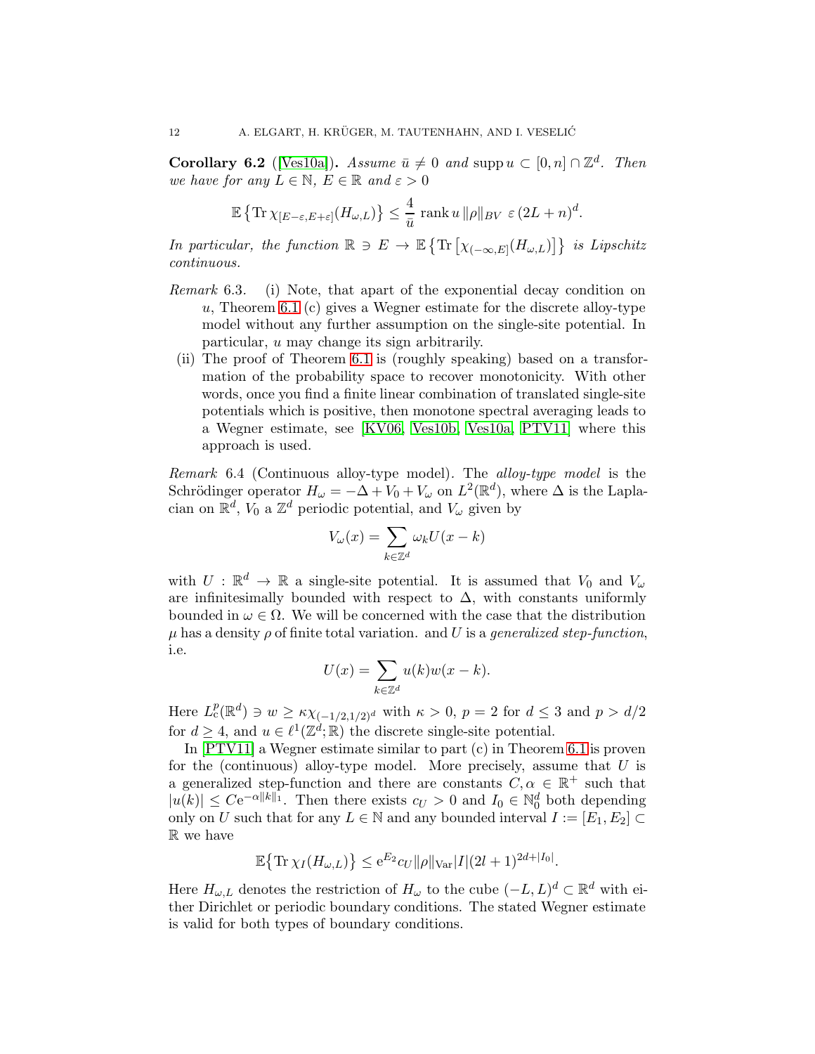**Corollary 6.2** ([Ves10a]). *Assume $\bar{u} \neq 0$ and $\operatorname{supp} u \subset [0,n] \cap \mathbb{Z}^d$. Then we have for any $L \in \mathbb{N}$, $E \in \mathbb{R}$ and $\varepsilon > 0$*

$$\mathbb{E}\left\{\operatorname{Tr} \chi_{[E-\varepsilon,E+\varepsilon]}(H_{\omega,L})\right\} \leq \frac{4}{\bar{u}} \operatorname{rank} u \, \|\rho\|_{BV} \; \varepsilon \, (2L+n)^d.$$

*In particular, the function $\mathbb{R} \ni E \to \mathbb{E}\left\{\operatorname{Tr}\left[\chi_{(-\infty,E]}(H_{\omega,L})\right]\right\}$ is Lipschitz continuous.*

*Remark* 6.3. (i) Note, that apart of the exponential decay condition on $u$, Theorem 6.1 (c) gives a Wegner estimate for the discrete alloy-type model without any further assumption on the single-site potential. In particular, $u$ may change its sign arbitrarily.

(ii) The proof of Theorem 6.1 is (roughly speaking) based on a transformation of the probability space to recover monotonicity. With other words, once you find a finite linear combination of translated single-site potentials which is positive, then monotone spectral averaging leads to a Wegner estimate, see [KV06, Ves10b, Ves10a, PTV11] where this approach is used.

*Remark* 6.4 (Continuous alloy-type model). The *alloy-type model* is the Schrödinger operator $H_\omega = -\Delta + V_0 + V_\omega$ on $L^2(\mathbb{R}^d)$, where $\Delta$ is the Laplacian on $\mathbb{R}^d$, $V_0$ a $\mathbb{Z}^d$ periodic potential, and $V_\omega$ given by

$$V_\omega(x) = \sum_{k \in \mathbb{Z}^d} \omega_k U(x-k)$$

with $U : \mathbb{R}^d \to \mathbb{R}$ a single-site potential. It is assumed that $V_0$ and $V_\omega$ are infinitesimally bounded with respect to $\Delta$, with constants uniformly bounded in $\omega \in \Omega$. We will be concerned with the case that the distribution $\mu$ has a density $\rho$ of finite total variation. and $U$ is a *generalized step-function*, i.e.

$$U(x) = \sum_{k \in \mathbb{Z}^d} u(k) w(x-k).$$

Here $L^p_c(\mathbb{R}^d) \ni w \geq \kappa \chi_{(-1/2,1/2)^d}$ with $\kappa > 0$, $p = 2$ for $d \leq 3$ and $p > d/2$ for $d \geq 4$, and $u \in \ell^1(\mathbb{Z}^d; \mathbb{R})$ the discrete single-site potential.

In [PTV11] a Wegner estimate similar to part (c) in Theorem 6.1 is proven for the (continuous) alloy-type model. More precisely, assume that $U$ is a generalized step-function and there are constants $C, \alpha \in \mathbb{R}^+$ such that $|u(k)| \leq C\mathrm{e}^{-\alpha \|k\|_1}$. Then there exists $c_U > 0$ and $I_0 \in \mathbb{N}_0^d$ both depending only on $U$ such that for any $L \in \mathbb{N}$ and any bounded interval $I := [E_1, E_2] \subset \mathbb{R}$ we have

$$\mathbb{E}\bigl\{\operatorname{Tr} \chi_I(H_{\omega,L})\bigr\} \leq \mathrm{e}^{E_2} c_U \|\rho\|_{\mathrm{Var}} |I| (2l+1)^{2d+|I_0|}.$$

Here $H_{\omega,L}$ denotes the restriction of $H_\omega$ to the cube $(-L,L)^d \subset \mathbb{R}^d$ with either Dirichlet or periodic boundary conditions. The stated Wegner estimate is valid for both types of boundary conditions.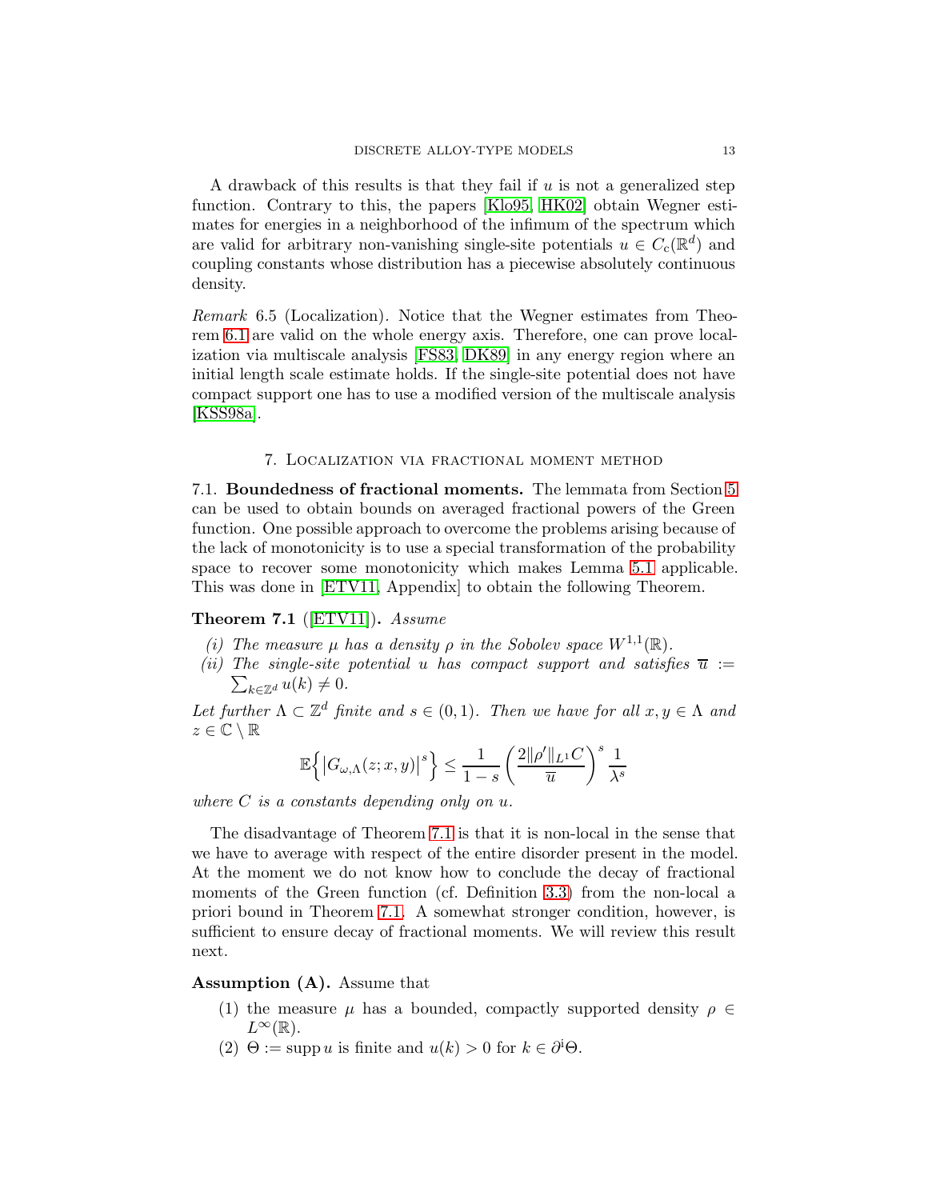A drawback of this results is that they fail if $u$ is not a generalized step function. Contrary to this, the papers [Klo95, HK02] obtain Wegner estimates for energies in a neighborhood of the infimum of the spectrum which are valid for arbitrary non-vanishing single-site potentials $u \in C_c(\mathbb{R}^d)$ and coupling constants whose distribution has a piecewise absolutely continuous density.

*Remark* 6.5 (Localization). Notice that the Wegner estimates from Theorem 6.1 are valid on the whole energy axis. Therefore, one can prove localization via multiscale analysis [FS83, DK89] in any energy region where an initial length scale estimate holds. If the single-site potential does not have compact support one has to use a modified version of the multiscale analysis [KSS98a].

## 7. Localization via fractional moment method

**7.1. Boundedness of fractional moments.** The lemmata from Section 5 can be used to obtain bounds on averaged fractional powers of the Green function. One possible approach to overcome the problems arising because of the lack of monotonicity is to use a special transformation of the probability space to recover some monotonicity which makes Lemma 5.1 applicable. This was done in [ETV11, Appendix] to obtain the following Theorem.

**Theorem 7.1** ([ETV11])**.** *Assume*

*(i) The measure $\mu$ has a density $\rho$ in the Sobolev space $W^{1,1}(\mathbb{R})$.*
*(ii) The single-site potential $u$ has compact support and satisfies $\overline{u} := \sum_{k\in\mathbb{Z}^d} u(k) \neq 0$.*

*Let further $\Lambda \subset \mathbb{Z}^d$ finite and $s \in (0,1)$. Then we have for all $x, y \in \Lambda$ and $z \in \mathbb{C} \setminus \mathbb{R}$*

$$\mathbb{E}\Big\{ \big| G_{\omega,\Lambda}(z; x, y) \big|^s \Big\} \leq \frac{1}{1-s} \left( \frac{2 \|\rho'\|_{L^1} C}{\overline{u}} \right)^s \frac{1}{\lambda^s}$$

*where $C$ is a constants depending only on $u$.*

The disadvantage of Theorem 7.1 is that it is non-local in the sense that we have to average with respect of the entire disorder present in the model. At the moment we do not know how to conclude the decay of fractional moments of the Green function (cf. Definition 3.3) from the non-local a priori bound in Theorem 7.1. A somewhat stronger condition, however, is sufficient to ensure decay of fractional moments. We will review this result next.

**Assumption (A).** Assume that

(1) the measure $\mu$ has a bounded, compactly supported density $\rho \in L^\infty(\mathbb{R})$.
(2) $\Theta := \operatorname{supp} u$ is finite and $u(k) > 0$ for $k \in \partial^{\mathrm{i}}\Theta$.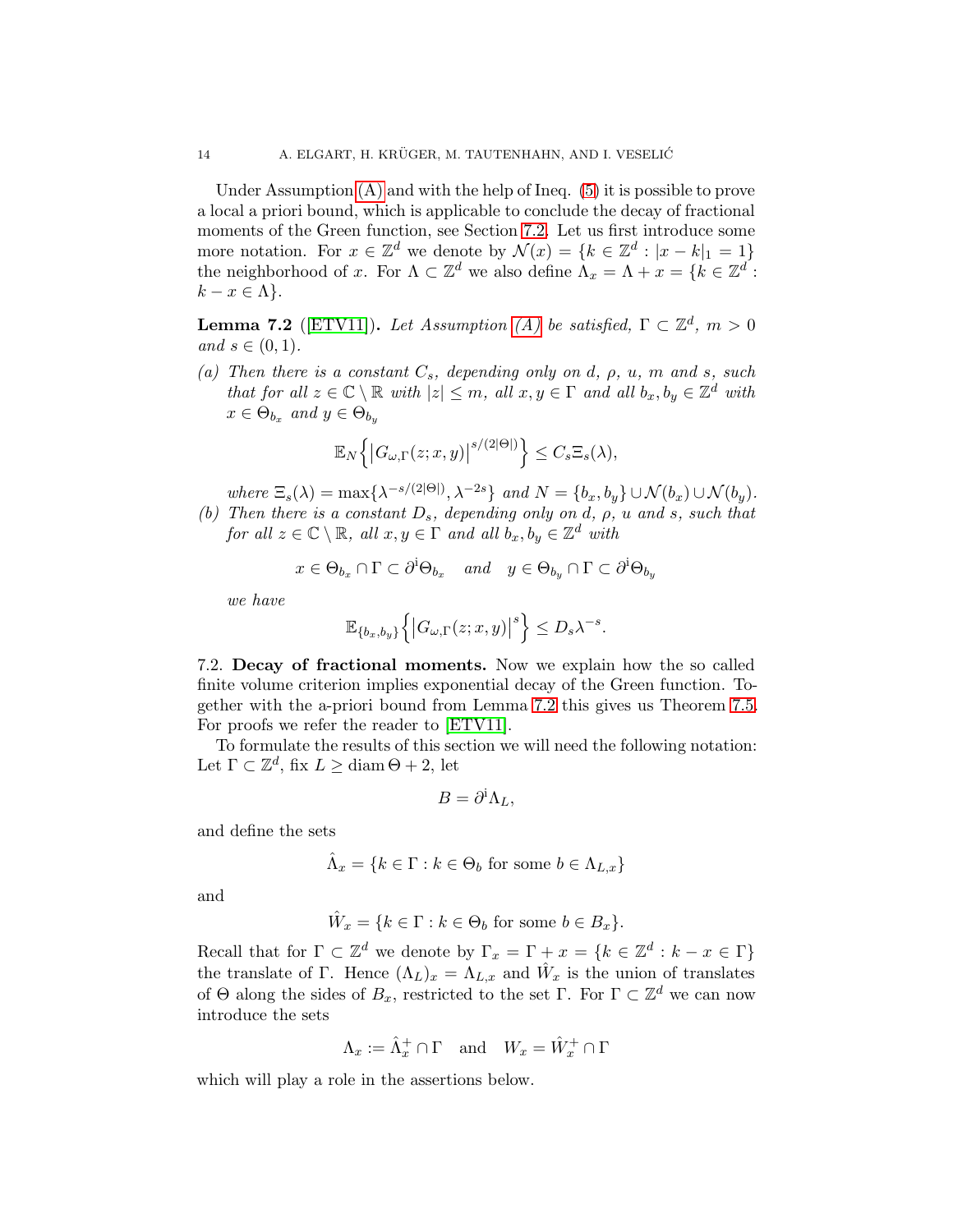Under Assumption (A) and with the help of Ineq. (5) it is possible to prove a local a priori bound, which is applicable to conclude the decay of fractional moments of the Green function, see Section 7.2. Let us first introduce some more notation. For $x \in \mathbb{Z}^d$ we denote by $\mathcal{N}(x) = \{k \in \mathbb{Z}^d : |x-k|_1 = 1\}$ the neighborhood of $x$. For $\Lambda \subset \mathbb{Z}^d$ we also define $\Lambda_x = \Lambda + x = \{k \in \mathbb{Z}^d : k - x \in \Lambda\}$.

**Lemma 7.2** ([ETV11])**.** *Let Assumption (A) be satisfied, $\Gamma \subset \mathbb{Z}^d$, $m > 0$ and $s \in (0,1)$.*

*(a) Then there is a constant $C_s$, depending only on $d$, $\rho$, $u$, $m$ and $s$, such that for all $z \in \mathbb{C} \setminus \mathbb{R}$ with $|z| \leq m$, all $x, y \in \Gamma$ and all $b_x, b_y \in \mathbb{Z}^d$ with $x \in \Theta_{b_x}$ and $y \in \Theta_{b_y}$*

$$\mathbb{E}_N \Big\{ \big| G_{\omega,\Gamma}(z;x,y) \big|^{s/(2|\Theta|)} \Big\} \leq C_s \Xi_s(\lambda),$$

*where $\Xi_s(\lambda) = \max\{\lambda^{-s/(2|\Theta|)}, \lambda^{-2s}\}$ and $N = \{b_x, b_y\} \cup \mathcal{N}(b_x) \cup \mathcal{N}(b_y)$.*

*(b) Then there is a constant $D_s$, depending only on $d$, $\rho$, $u$ and $s$, such that for all $z \in \mathbb{C} \setminus \mathbb{R}$, all $x, y \in \Gamma$ and all $b_x, b_y \in \mathbb{Z}^d$ with*

$$x \in \Theta_{b_x} \cap \Gamma \subset \partial^{\mathrm{i}} \Theta_{b_x} \quad \text{and} \quad y \in \Theta_{b_y} \cap \Gamma \subset \partial^{\mathrm{i}} \Theta_{b_y}$$

*we have*

$$\mathbb{E}_{\{b_x, b_y\}} \Big\{ \big| G_{\omega,\Gamma}(z;x,y) \big|^{s} \Big\} \leq D_s \lambda^{-s}.$$

7.2. **Decay of fractional moments.** Now we explain how the so called finite volume criterion implies exponential decay of the Green function. Together with the a-priori bound from Lemma 7.2 this gives us Theorem 7.5. For proofs we refer the reader to [ETV11].

To formulate the results of this section we will need the following notation: Let $\Gamma \subset \mathbb{Z}^d$, fix $L \geq \operatorname{diam} \Theta + 2$, let

$$B = \partial^{\mathrm{i}} \Lambda_L,$$

and define the sets

$$\hat{\Lambda}_x = \{k \in \Gamma : k \in \Theta_b \text{ for some } b \in \Lambda_{L,x}\}$$

and

$$\hat{W}_x = \{k \in \Gamma : k \in \Theta_b \text{ for some } b \in B_x\}.$$

Recall that for $\Gamma \subset \mathbb{Z}^d$ we denote by $\Gamma_x = \Gamma + x = \{k \in \mathbb{Z}^d : k - x \in \Gamma\}$ the translate of $\Gamma$. Hence $(\Lambda_L)_x = \Lambda_{L,x}$ and $\hat{W}_x$ is the union of translates of $\Theta$ along the sides of $B_x$, restricted to the set $\Gamma$. For $\Gamma \subset \mathbb{Z}^d$ we can now introduce the sets

$$\Lambda_x := \hat{\Lambda}_x^+ \cap \Gamma \quad \text{and} \quad W_x = \hat{W}_x^+ \cap \Gamma$$

which will play a role in the assertions below.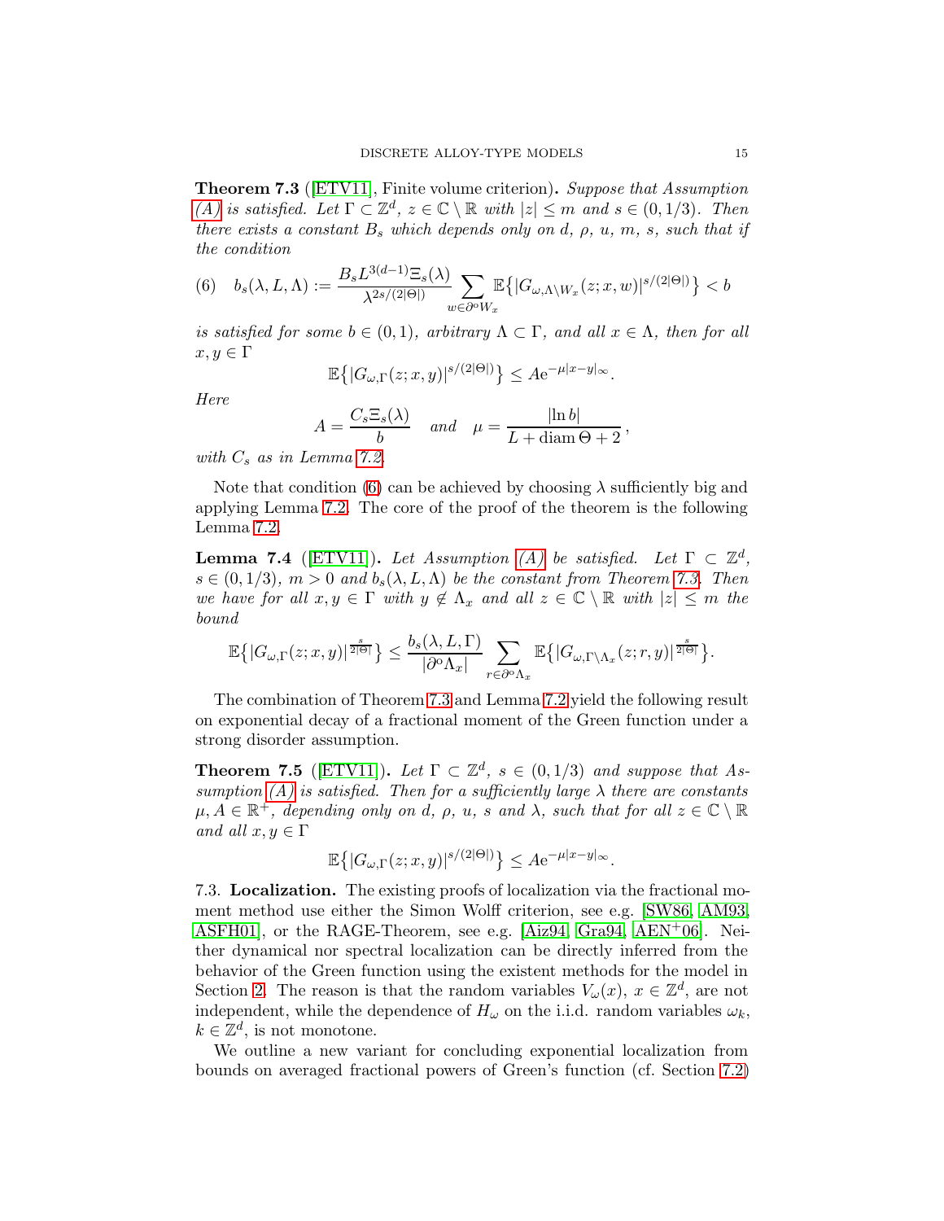**Theorem 7.3** ([ETV11], Finite volume criterion)**.** *Suppose that Assumption (A) is satisfied. Let $\Gamma \subset \mathbb{Z}^d$, $z \in \mathbb{C} \setminus \mathbb{R}$ with $|z| \leq m$ and $s \in (0, 1/3)$. Then there exists a constant $B_s$ which depends only on $d$, $\rho$, $u$, $m$, $s$, such that if the condition*

$$(6) \quad b_s(\lambda, L, \Lambda) := \frac{B_s L^{3(d-1)} \Xi_s(\lambda)}{\lambda^{2s/(2|\Theta|)}} \sum_{w \in \partial^{\mathrm{o}} W_x} \mathbb{E}\big\{|G_{\omega, \Lambda \setminus W_x}(z; x, w)|^{s/(2|\Theta|)}\big\} < b$$

*is satisfied for some $b \in (0,1)$, arbitrary $\Lambda \subset \Gamma$, and all $x \in \Lambda$, then for all $x, y \in \Gamma$*

$$\mathbb{E}\big\{|G_{\omega,\Gamma}(z;x,y)|^{s/(2|\Theta|)}\big\} \leq A \mathrm{e}^{-\mu |x-y|_\infty}.$$

*Here*

$$A = \frac{C_s \Xi_s(\lambda)}{b} \quad \text{and} \quad \mu = \frac{|\ln b|}{L + \operatorname{diam} \Theta + 2},$$

*with $C_s$ as in Lemma 7.2.*

Note that condition (6) can be achieved by choosing $\lambda$ sufficiently big and applying Lemma 7.2. The core of the proof of the theorem is the following Lemma 7.2.

**Lemma 7.4** ([ETV11])**.** *Let Assumption (A) be satisfied. Let $\Gamma \subset \mathbb{Z}^d$, $s \in (0, 1/3)$, $m > 0$ and $b_s(\lambda, L, \Lambda)$ be the constant from Theorem 7.3. Then we have for all $x, y \in \Gamma$ with $y \notin \Lambda_x$ and all $z \in \mathbb{C} \setminus \mathbb{R}$ with $|z| \leq m$ the bound*

$$\mathbb{E}\big\{|G_{\omega,\Gamma}(z;x,y)|^{\frac{s}{2|\Theta|}}\big\} \leq \frac{b_s(\lambda, L, \Gamma)}{|\partial^{\mathrm{o}} \Lambda_x|} \sum_{r \in \partial^{\mathrm{o}} \Lambda_x} \mathbb{E}\big\{|G_{\omega, \Gamma \setminus \Lambda_x}(z; r, y)|^{\frac{s}{2|\Theta|}}\big\}.$$

The combination of Theorem 7.3 and Lemma 7.2 yield the following result on exponential decay of a fractional moment of the Green function under a strong disorder assumption.

**Theorem 7.5** ([ETV11])**.** *Let $\Gamma \subset \mathbb{Z}^d$, $s \in (0, 1/3)$ and suppose that Assumption (A) is satisfied. Then for a sufficiently large $\lambda$ there are constants $\mu, A \in \mathbb{R}^+$, depending only on $d$, $\rho$, $u$, $s$ and $\lambda$, such that for all $z \in \mathbb{C} \setminus \mathbb{R}$ and all $x, y \in \Gamma$*

$$\mathbb{E}\big\{|G_{\omega,\Gamma}(z;x,y)|^{s/(2|\Theta|)}\big\} \leq A \mathrm{e}^{-\mu |x-y|_\infty}.$$

7.3. **Localization.** The existing proofs of localization via the fractional moment method use either the Simon Wolff criterion, see e.g. [SW86, AM93, ASFH01], or the RAGE-Theorem, see e.g. [Aiz94, Gra94, AEN[+]06]. Neither dynamical nor spectral localization can be directly inferred from the behavior of the Green function using the existent methods for the model in Section 2. The reason is that the random variables $V_\omega(x)$, $x \in \mathbb{Z}^d$, are not independent, while the dependence of $H_\omega$ on the i.i.d. random variables $\omega_k$, $k \in \mathbb{Z}^d$, is not monotone.

We outline a new variant for concluding exponential localization from bounds on averaged fractional powers of Green's function (cf. Section 7.2)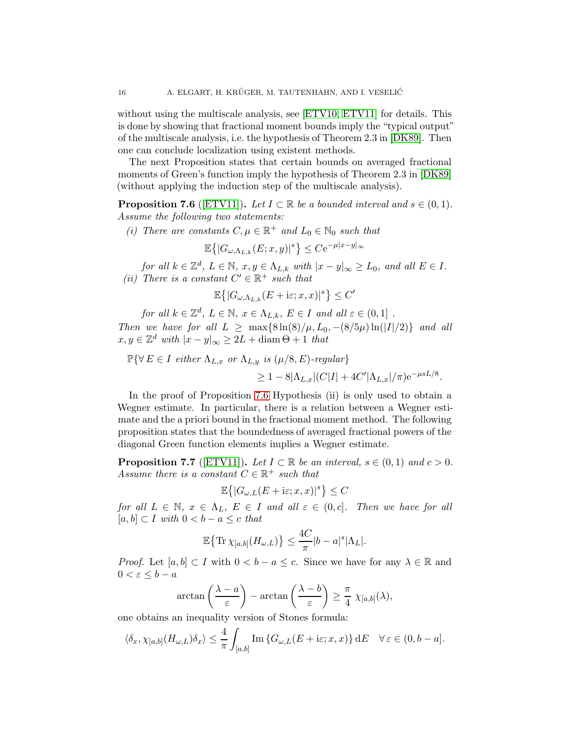without using the multiscale analysis, see [ETV10, ETV11] for details. This is done by showing that fractional moment bounds imply the "typical output" of the multiscale analysis, i.e. the hypothesis of Theorem 2.3 in [DK89]. Then one can conclude localization using existent methods.

The next Proposition states that certain bounds on averaged fractional moments of Green's function imply the hypothesis of Theorem 2.3 in [DK89] (without applying the induction step of the multiscale analysis).

**Proposition 7.6** ([ETV11])**.** *Let $I \subset \mathbb{R}$ be a bounded interval and $s \in (0,1)$. Assume the following two statements:*

*(i) There are constants $C, \mu \in \mathbb{R}^+$ and $L_0 \in \mathbb{N}_0$ such that*

$$\mathbb{E}\{|G_{\omega,\Lambda_{L,k}}(E;x,y)|^s\} \leq C\mathrm{e}^{-\mu|x-y|_\infty}$$

*for all $k \in \mathbb{Z}^d$, $L \in \mathbb{N}$, $x, y \in \Lambda_{L,k}$ with $|x-y|_\infty \geq L_0$, and all $E \in I$.*

*(ii) There is a constant $C' \in \mathbb{R}^+$ such that*

$$\mathbb{E}\{|G_{\omega,\Lambda_{L,k}}(E+\mathrm{i}\varepsilon;x,x)|^s\} \leq C'$$

*for all $k \in \mathbb{Z}^d$, $L \in \mathbb{N}$, $x \in \Lambda_{L,k}$, $E \in I$ and all $\varepsilon \in (0,1]$ .*

*Then we have for all $L \geq \max\{8\ln(8)/\mu, L_0, -(8/5\mu)\ln(|I|/2)\}$ and all $x, y \in \mathbb{Z}^d$ with $|x-y|_\infty \geq 2L + \operatorname{diam}\Theta + 1$ that*

$$\begin{aligned}\mathbb{P}\{\forall\, E \in I \text{ either } \Lambda_{L,x} \text{ or } \Lambda_{L,y} \text{ is } (\mu/8, E)\text{-regular}\}\\ \geq 1 - 8|\Lambda_{L,x}|(C|I| + 4C'|\Lambda_{L,x}|/\pi)\mathrm{e}^{-\mu s L/8}.\end{aligned}$$

In the proof of Proposition 7.6 Hypothesis (ii) is only used to obtain a Wegner estimate. In particular, there is a relation between a Wegner estimate and the a priori bound in the fractional moment method. The following proposition states that the boundedness of averaged fractional powers of the diagonal Green function elements implies a Wegner estimate.

**Proposition 7.7** ([ETV11])**.** *Let $I \subset \mathbb{R}$ be an interval, $s \in (0,1)$ and $c > 0$. Assume there is a constant $C \in \mathbb{R}^+$ such that*

$$\mathbb{E}\{|G_{\omega,L}(E+\mathrm{i}\varepsilon;x,x)|^s\} \leq C$$

*for all $L \in \mathbb{N}$, $x \in \Lambda_L$, $E \in I$ and all $\varepsilon \in (0,c]$. Then we have for all $[a,b] \subset I$ with $0 < b-a \leq c$ that*

$$\mathbb{E}\{\operatorname{Tr}\chi_{[a,b]}(H_{\omega,L})\} \leq \frac{4C}{\pi}|b-a|^s|\Lambda_L|.$$

*Proof.* Let $[a,b] \subset I$ with $0 < b-a \leq c$. Since we have for any $\lambda \in \mathbb{R}$ and $0 < \varepsilon \leq b-a$

$$\arctan\left(\frac{\lambda-a}{\varepsilon}\right) - \arctan\left(\frac{\lambda-b}{\varepsilon}\right) \geq \frac{\pi}{4}\ \chi_{[a,b]}(\lambda),$$

one obtains an inequality version of Stones formula:

$$\langle\delta_x, \chi_{[a,b]}(H_{\omega,L})\delta_x\rangle \leq \frac{4}{\pi}\int_{[a,b]}\operatorname{Im}\{G_{\omega,L}(E+\mathrm{i}\varepsilon;x,x)\}\,\mathrm{d}E \quad \forall\,\varepsilon \in (0,b-a].$$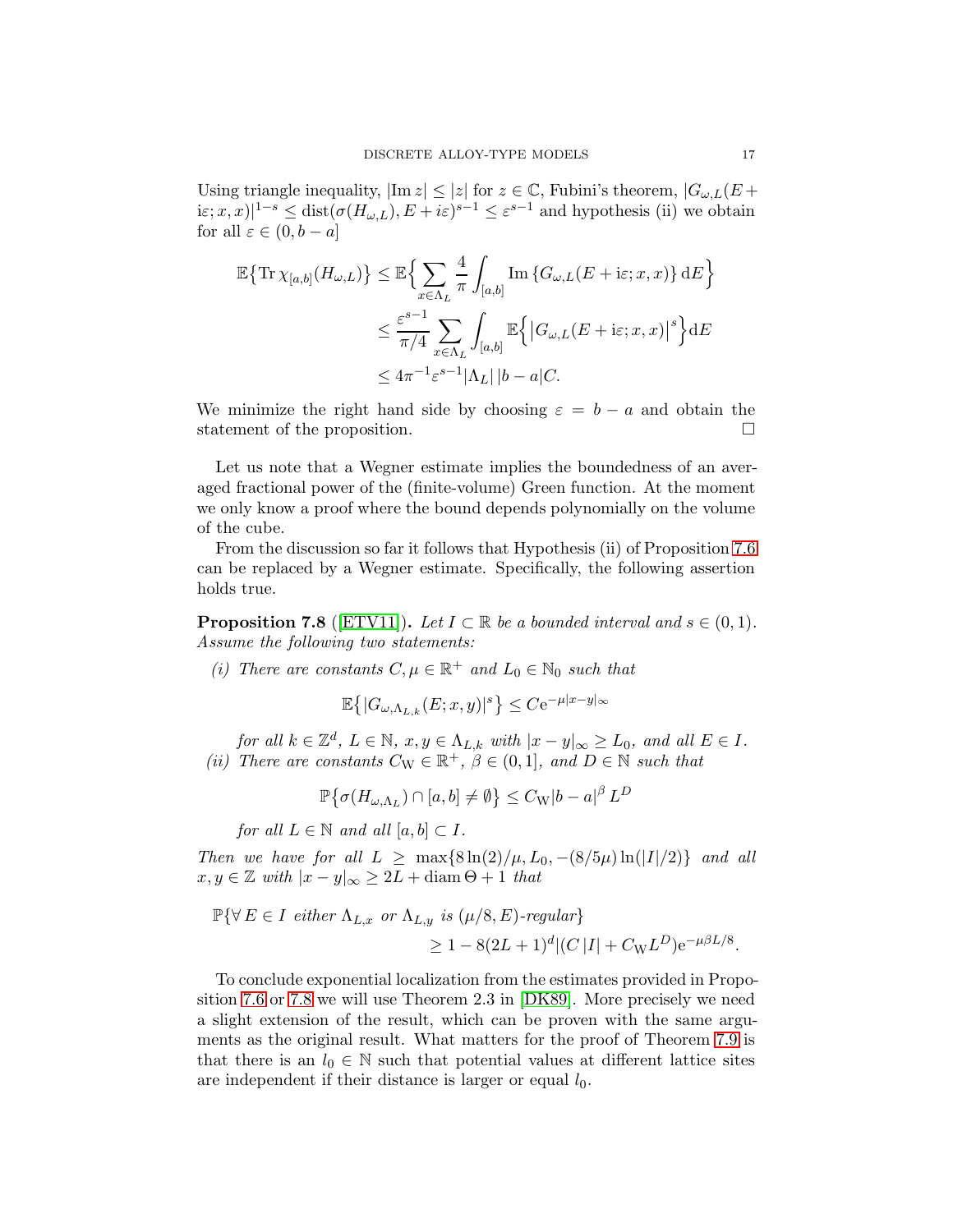Using triangle inequality, $|\operatorname{Im} z| \leq |z|$ for $z \in \mathbb{C}$, Fubini's theorem, $|G_{\omega,L}(E + \mathrm{i}\varepsilon; x, x)|^{1-s} \leq \operatorname{dist}(\sigma(H_{\omega,L}), E + i\varepsilon)^{s-1} \leq \varepsilon^{s-1}$ and hypothesis (ii) we obtain for all $\varepsilon \in (0, b-a]$

$$
\begin{aligned}
\mathbb{E}\bigl\{\operatorname{Tr} \chi_{[a,b]}(H_{\omega,L})\bigr\} &\leq \mathbb{E}\Bigl\{ \sum_{x \in \Lambda_L} \frac{4}{\pi} \int_{[a,b]} \operatorname{Im}\left\{G_{\omega,L}(E + \mathrm{i}\varepsilon; x, x)\right\} \mathrm{d}E \Bigr\} \\
&\leq \frac{\varepsilon^{s-1}}{\pi/4} \sum_{x \in \Lambda_L} \int_{[a,b]} \mathbb{E}\Bigl\{ \bigl| G_{\omega,L}(E + \mathrm{i}\varepsilon; x, x) \bigr|^s \Bigr\} \mathrm{d}E \\
&\leq 4\pi^{-1} \varepsilon^{s-1} |\Lambda_L| \, |b-a| C.
\end{aligned}
$$

We minimize the right hand side by choosing $\varepsilon = b - a$ and obtain the statement of the proposition. $\square$

Let us note that a Wegner estimate implies the boundedness of an averaged fractional power of the (finite-volume) Green function. At the moment we only know a proof where the bound depends polynomially on the volume of the cube.

From the discussion so far it follows that Hypothesis (ii) of Proposition 7.6 can be replaced by a Wegner estimate. Specifically, the following assertion holds true.

**Proposition 7.8** ([ETV11]). *Let $I \subset \mathbb{R}$ be a bounded interval and $s \in (0,1)$. Assume the following two statements:*

*(i) There are constants $C, \mu \in \mathbb{R}^+$ and $L_0 \in \mathbb{N}_0$ such that*

$$
\mathbb{E}\bigl\{ |G_{\omega,\Lambda_{L,k}}(E; x, y)|^s \bigr\} \leq C \mathrm{e}^{-\mu |x-y|_\infty}
$$

*for all $k \in \mathbb{Z}^d$, $L \in \mathbb{N}$, $x, y \in \Lambda_{L,k}$ with $|x-y|_\infty \geq L_0$, and all $E \in I$.*

*(ii) There are constants $C_{\mathrm{W}} \in \mathbb{R}^+$, $\beta \in (0,1]$, and $D \in \mathbb{N}$ such that*

$$
\mathbb{P}\bigl\{ \sigma(H_{\omega,\Lambda_L}) \cap [a,b] \neq \emptyset \bigr\} \leq C_{\mathrm{W}} |b-a|^\beta L^D
$$

*for all $L \in \mathbb{N}$ and all $[a,b] \subset I$.*

*Then we have for all $L \geq \max\{8\ln(2)/\mu, L_0, -(8/5\mu)\ln(|I|/2)\}$ and all $x, y \in \mathbb{Z}$ with $|x-y|_\infty \geq 2L + \operatorname{diam}\Theta + 1$ that*

$$
\begin{aligned}
\mathbb{P}\{\forall\, E \in I \text{ either } \Lambda_{L,x} \text{ or } \Lambda_{L,y} \text{ is } (\mu/8, E)\text{-regular}\} \\
\geq 1 - 8(2L+1)^d |(C\,|I| + C_{\mathrm{W}} L^D) \mathrm{e}^{-\mu\beta L/8}.
\end{aligned}
$$

To conclude exponential localization from the estimates provided in Proposition 7.6 or 7.8 we will use Theorem 2.3 in [DK89]. More precisely we need a slight extension of the result, which can be proven with the same arguments as the original result. What matters for the proof of Theorem 7.9 is that there is an $l_0 \in \mathbb{N}$ such that potential values at different lattice sites are independent if their distance is larger or equal $l_0$.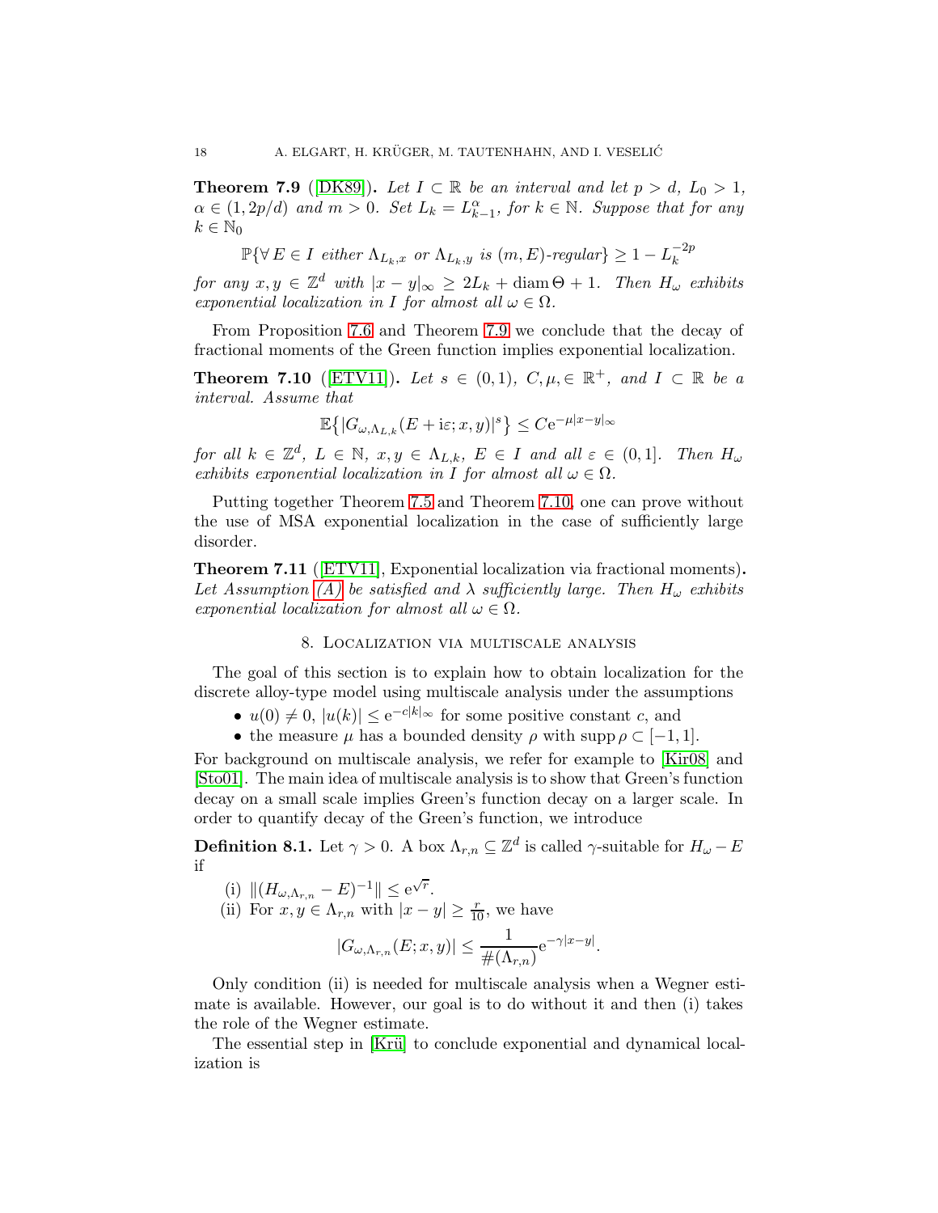**Theorem 7.9** ([DK89]). *Let $I \subset \mathbb{R}$ be an interval and let $p > d$, $L_0 > 1$, $\alpha \in (1, 2p/d)$ and $m > 0$. Set $L_k = L_{k-1}^{\alpha}$, for $k \in \mathbb{N}$. Suppose that for any $k \in \mathbb{N}_0$*

$$\mathbb{P}\{\forall\, E \in I \text{ either } \Lambda_{L_k,x} \text{ or } \Lambda_{L_k,y} \text{ is } (m,E)\text{-regular}\} \geq 1 - L_k^{-2p}$$

*for any $x, y \in \mathbb{Z}^d$ with $|x-y|_\infty \geq 2L_k + \operatorname{diam}\Theta + 1$. Then $H_\omega$ exhibits exponential localization in $I$ for almost all $\omega \in \Omega$.*

From Proposition 7.6 and Theorem 7.9 we conclude that the decay of fractional moments of the Green function implies exponential localization.

**Theorem 7.10** ([ETV11]). *Let $s \in (0,1)$, $C, \mu, \in \mathbb{R}^+$, and $I \subset \mathbb{R}$ be a interval. Assume that*

$$\mathbb{E}\bigl\{|G_{\omega,\Lambda_{L,k}}(E+\mathrm{i}\varepsilon; x,y)|^s\bigr\} \leq C\mathrm{e}^{-\mu|x-y|_\infty}$$

*for all $k \in \mathbb{Z}^d$, $L \in \mathbb{N}$, $x, y \in \Lambda_{L,k}$, $E \in I$ and all $\varepsilon \in (0,1]$. Then $H_\omega$ exhibits exponential localization in $I$ for almost all $\omega \in \Omega$.*

Putting together Theorem 7.5 and Theorem 7.10, one can prove without the use of MSA exponential localization in the case of sufficiently large disorder.

**Theorem 7.11** ([ETV11], Exponential localization via fractional moments)**.** *Let Assumption (A) be satisfied and $\lambda$ sufficiently large. Then $H_\omega$ exhibits exponential localization for almost all $\omega \in \Omega$.*

## 8. Localization via multiscale analysis

The goal of this section is to explain how to obtain localization for the discrete alloy-type model using multiscale analysis under the assumptions

- $u(0) \neq 0$, $|u(k)| \leq \mathrm{e}^{-c|k|_\infty}$ for some positive constant $c$, and
- the measure $\mu$ has a bounded density $\rho$ with $\operatorname{supp}\rho \subset [-1,1]$.

For background on multiscale analysis, we refer for example to [Kir08] and [Sto01]. The main idea of multiscale analysis is to show that Green's function decay on a small scale implies Green's function decay on a larger scale. In order to quantify decay of the Green's function, we introduce

**Definition 8.1.** Let $\gamma > 0$. A box $\Lambda_{r,n} \subseteq \mathbb{Z}^d$ is called $\gamma$-suitable for $H_\omega - E$ if

(i) $\|(H_{\omega,\Lambda_{r,n}} - E)^{-1}\| \leq \mathrm{e}^{\sqrt{r}}$.

(ii) For $x, y \in \Lambda_{r,n}$ with $|x-y| \geq \frac{r}{10}$, we have

$$|G_{\omega,\Lambda_{r,n}}(E;x,y)| \leq \frac{1}{\#(\Lambda_{r,n})}\mathrm{e}^{-\gamma|x-y|}.$$

Only condition (ii) is needed for multiscale analysis when a Wegner estimate is available. However, our goal is to do without it and then (i) takes the role of the Wegner estimate.

The essential step in [Krü] to conclude exponential and dynamical localization is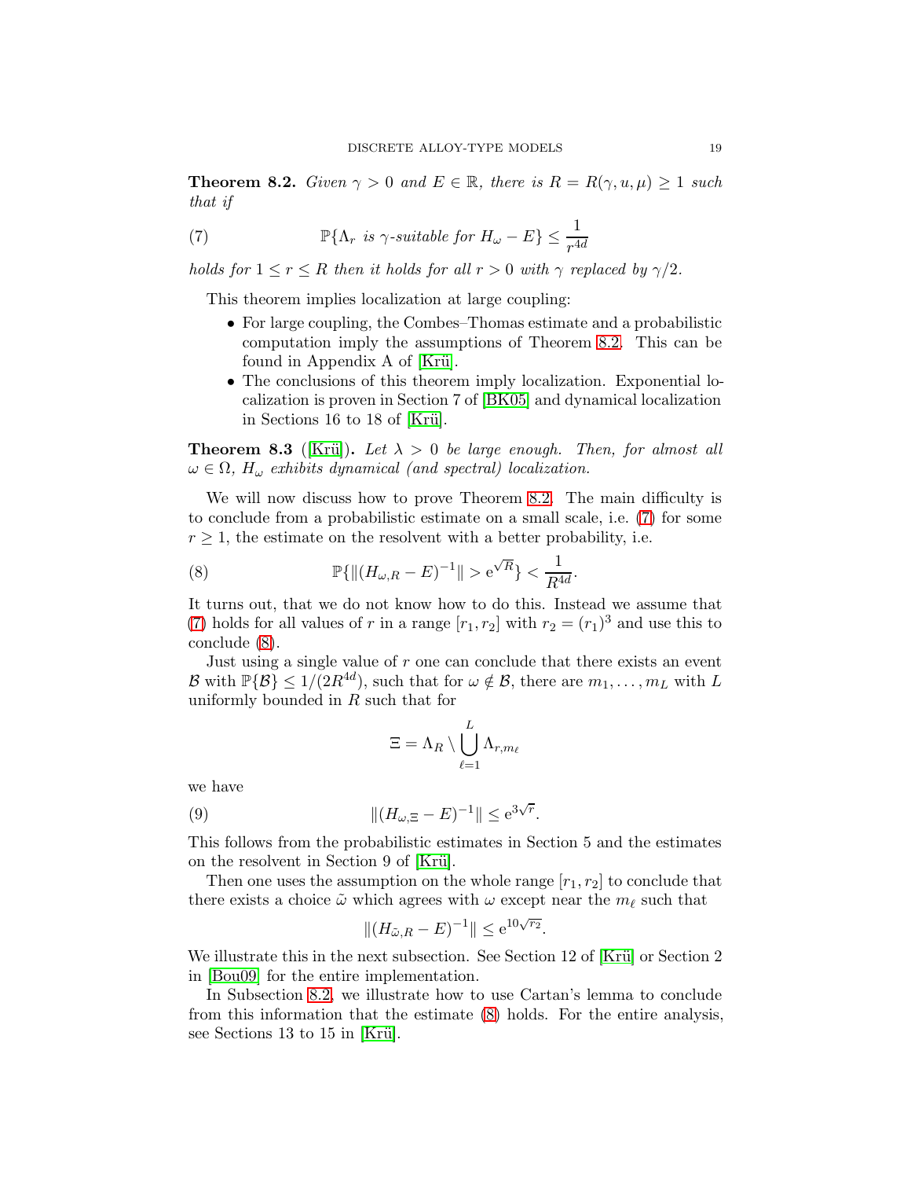**Theorem 8.2.** *Given $\gamma > 0$ and $E \in \mathbb{R}$, there is $R = R(\gamma, u, \mu) \geq 1$ such that if*

$$\mathbb{P}\{\Lambda_r \text{ is } \gamma\text{-suitable for } H_\omega - E\} \leq \frac{1}{r^{4d}} \tag{7}$$

*holds for $1 \leq r \leq R$ then it holds for all $r > 0$ with $\gamma$ replaced by $\gamma/2$.*

This theorem implies localization at large coupling:

- For large coupling, the Combes–Thomas estimate and a probabilistic computation imply the assumptions of Theorem 8.2. This can be found in Appendix A of [Krü].
- The conclusions of this theorem imply localization. Exponential localization is proven in Section 7 of [BK05] and dynamical localization in Sections 16 to 18 of [Krü].

**Theorem 8.3** ([Krü])**.** *Let $\lambda > 0$ be large enough. Then, for almost all $\omega \in \Omega$, $H_\omega$ exhibits dynamical (and spectral) localization.*

We will now discuss how to prove Theorem 8.2. The main difficulty is to conclude from a probabilistic estimate on a small scale, i.e. (7) for some $r \geq 1$, the estimate on the resolvent with a better probability, i.e.

$$\mathbb{P}\{\|(H_{\omega,R} - E)^{-1}\| > \mathrm{e}^{\sqrt{R}}\} < \frac{1}{R^{4d}}. \tag{8}$$

It turns out, that we do not know how to do this. Instead we assume that (7) holds for all values of $r$ in a range $[r_1, r_2]$ with $r_2 = (r_1)^3$ and use this to conclude (8).

Just using a single value of $r$ one can conclude that there exists an event $\mathcal{B}$ with $\mathbb{P}\{\mathcal{B}\} \leq 1/(2R^{4d})$, such that for $\omega \notin \mathcal{B}$, there are $m_1, \dots, m_L$ with $L$ uniformly bounded in $R$ such that for

$$\Xi = \Lambda_R \setminus \bigcup_{\ell=1}^{L} \Lambda_{r,m_\ell}$$

we have

$$\|(H_{\omega,\Xi} - E)^{-1}\| \leq \mathrm{e}^{3\sqrt{r}}. \tag{9}$$

This follows from the probabilistic estimates in Section 5 and the estimates on the resolvent in Section 9 of [Krü].

Then one uses the assumption on the whole range $[r_1, r_2]$ to conclude that there exists a choice $\tilde{\omega}$ which agrees with $\omega$ except near the $m_\ell$ such that

$$\|(H_{\tilde{\omega},R} - E)^{-1}\| \leq \mathrm{e}^{10\sqrt{r_2}}.$$

We illustrate this in the next subsection. See Section 12 of [Krü] or Section 2 in [Bou09] for the entire implementation.

In Subsection 8.2, we illustrate how to use Cartan's lemma to conclude from this information that the estimate (8) holds. For the entire analysis, see Sections 13 to 15 in [Krü].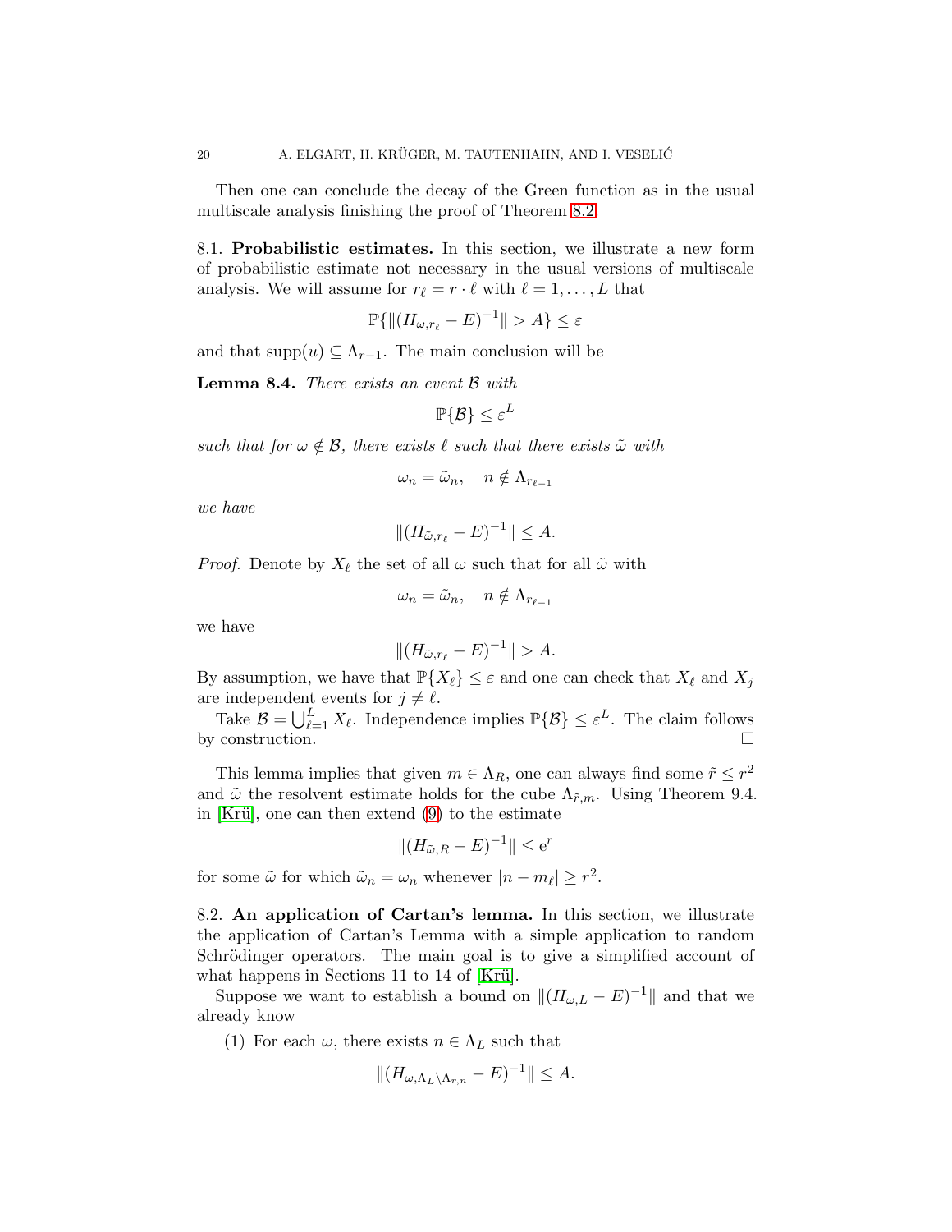Then one can conclude the decay of the Green function as in the usual multiscale analysis finishing the proof of Theorem 8.2.

### 8.1. **Probabilistic estimates.**

In this section, we illustrate a new form of probabilistic estimate not necessary in the usual versions of multiscale analysis. We will assume for $r_\ell = r \cdot \ell$ with $\ell = 1, \dots, L$ that

$$\mathbb{P}\{\|(H_{\omega, r_\ell} - E)^{-1}\| > A\} \leq \varepsilon$$

and that $\operatorname{supp}(u) \subseteq \Lambda_{r-1}$. The main conclusion will be

**Lemma 8.4.** *There exists an event $\mathcal{B}$ with*

$$\mathbb{P}\{\mathcal{B}\} \leq \varepsilon^L$$

*such that for $\omega \notin \mathcal{B}$, there exists $\ell$ such that there exists $\tilde{\omega}$ with*

$$\omega_n = \tilde{\omega}_n, \quad n \notin \Lambda_{r_{\ell-1}}$$

*we have*

$$\|(H_{\tilde{\omega}, r_\ell} - E)^{-1}\| \leq A.$$

*Proof.* Denote by $X_\ell$ the set of all $\omega$ such that for all $\tilde{\omega}$ with

$$\omega_n = \tilde{\omega}_n, \quad n \notin \Lambda_{r_{\ell-1}}$$

we have

$$\|(H_{\tilde{\omega}, r_\ell} - E)^{-1}\| > A.$$

By assumption, we have that $\mathbb{P}\{X_\ell\} \leq \varepsilon$ and one can check that $X_\ell$ and $X_j$ are independent events for $j \neq \ell$.

Take $\mathcal{B} = \bigcup_{\ell=1}^{L} X_\ell$. Independence implies $\mathbb{P}\{\mathcal{B}\} \leq \varepsilon^L$. The claim follows by construction. □

This lemma implies that given $m \in \Lambda_R$, one can always find some $\tilde{r} \leq r^2$ and $\tilde{\omega}$ the resolvent estimate holds for the cube $\Lambda_{\tilde{r}, m}$. Using Theorem 9.4. in [Krü], one can then extend (9) to the estimate

$$\|(H_{\tilde{\omega}, R} - E)^{-1}\| \leq \mathrm{e}^r$$

for some $\tilde{\omega}$ for which $\tilde{\omega}_n = \omega_n$ whenever $|n - m_\ell| \geq r^2$.

### 8.2. **An application of Cartan's lemma.**

In this section, we illustrate the application of Cartan's Lemma with a simple application to random Schrödinger operators. The main goal is to give a simplified account of what happens in Sections 11 to 14 of [Krü].

Suppose we want to establish a bound on $\|(H_{\omega, L} - E)^{-1}\|$ and that we already know

(1) For each $\omega$, there exists $n \in \Lambda_L$ such that

$$\|(H_{\omega, \Lambda_L \setminus \Lambda_{r,n}} - E)^{-1}\| \leq A.$$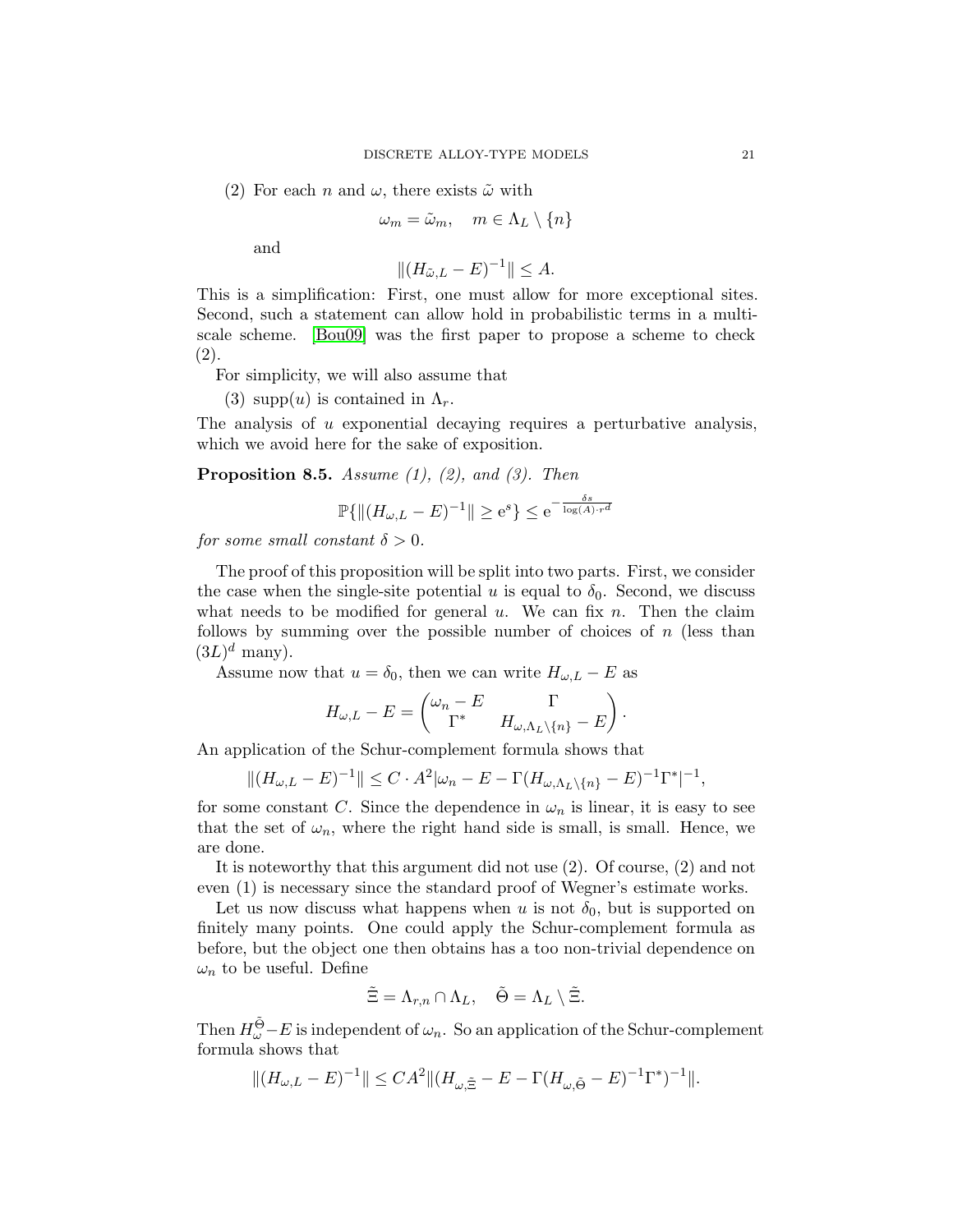(2) For each $n$ and $\omega$, there exists $\tilde{\omega}$ with

$$\omega_m = \tilde{\omega}_m, \quad m \in \Lambda_L \setminus \{n\}$$

and

$$\|(H_{\tilde{\omega},L} - E)^{-1}\| \leq A.$$

This is a simplification: First, one must allow for more exceptional sites. Second, such a statement can allow hold in probabilistic terms in a multi-scale scheme. [Bou09] was the first paper to propose a scheme to check (2).

For simplicity, we will also assume that

(3) $\mathrm{supp}(u)$ is contained in $\Lambda_r$.

The analysis of $u$ exponential decaying requires a perturbative analysis, which we avoid here for the sake of exposition.

**Proposition 8.5.** *Assume (1), (2), and (3). Then*

$$\mathbb{P}\{\|(H_{\omega,L} - E)^{-1}\| \geq \mathrm{e}^s\} \leq \mathrm{e}^{-\frac{\delta s}{\log(A)\cdot r^d}}$$

*for some small constant $\delta > 0$.*

The proof of this proposition will be split into two parts. First, we consider the case when the single-site potential $u$ is equal to $\delta_0$. Second, we discuss what needs to be modified for general $u$. We can fix $n$. Then the claim follows by summing over the possible number of choices of $n$ (less than $(3L)^d$ many).

Assume now that $u = \delta_0$, then we can write $H_{\omega,L} - E$ as

$$H_{\omega,L} - E = \begin{pmatrix} \omega_n - E & \Gamma \\ \Gamma^* & H_{\omega,\Lambda_L\setminus\{n\}} - E \end{pmatrix}.$$

An application of the Schur-complement formula shows that

$$\|(H_{\omega,L} - E)^{-1}\| \leq C \cdot A^2 |\omega_n - E - \Gamma(H_{\omega,\Lambda_L\setminus\{n\}} - E)^{-1}\Gamma^*|^{-1},$$

for some constant $C$. Since the dependence in $\omega_n$ is linear, it is easy to see that the set of $\omega_n$, where the right hand side is small, is small. Hence, we are done.

It is noteworthy that this argument did not use (2). Of course, (2) and not even (1) is necessary since the standard proof of Wegner's estimate works.

Let us now discuss what happens when $u$ is not $\delta_0$, but is supported on finitely many points. One could apply the Schur-complement formula as before, but the object one then obtains has a too non-trivial dependence on $\omega_n$ to be useful. Define

$$\tilde{\Xi} = \Lambda_{r,n} \cap \Lambda_L, \quad \tilde{\Theta} = \Lambda_L \setminus \tilde{\Xi}.$$

Then $H_\omega^{\tilde{\Theta}} - E$ is independent of $\omega_n$. So an application of the Schur-complement formula shows that

$$\|(H_{\omega,L} - E)^{-1}\| \leq CA^2 \|(H_{\omega,\tilde{\Xi}} - E - \Gamma(H_{\omega,\tilde{\Theta}} - E)^{-1}\Gamma^*)^{-1}\|.$$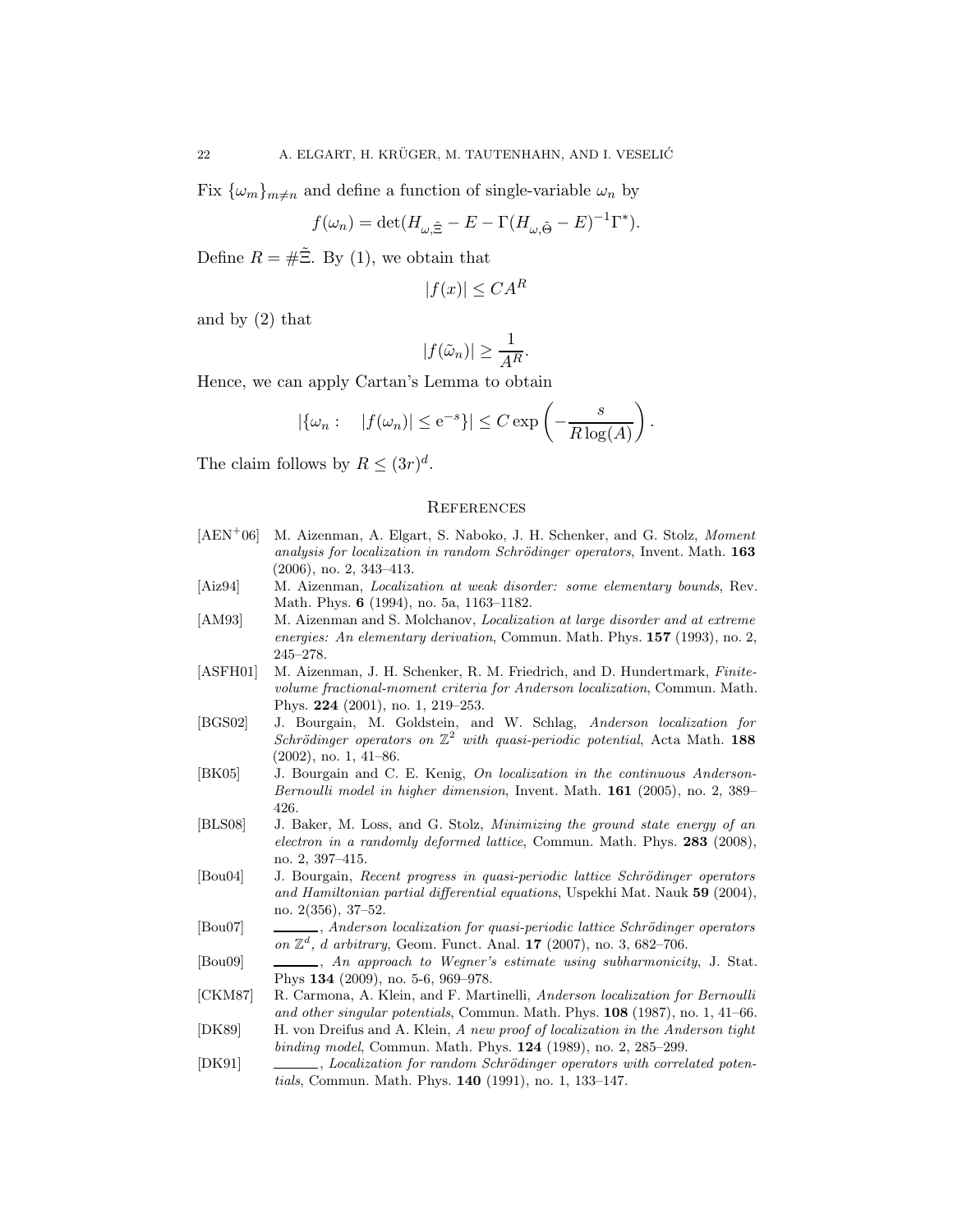Fix $\{\omega_m\}_{m \neq n}$ and define a function of single-variable $\omega_n$ by

$$f(\omega_n) = \det(H_{\omega,\tilde{\Xi}} - E - \Gamma(H_{\omega,\tilde{\Theta}} - E)^{-1}\Gamma^*).$$

Define $R = \#\tilde{\Xi}$. By (1), we obtain that

$$|f(x)| \leq CA^R$$

and by (2) that

$$|f(\tilde{\omega}_n)| \geq \frac{1}{A^R}.$$

Hence, we can apply Cartan's Lemma to obtain

$$|\{\omega_n : \quad |f(\omega_n)| \leq \mathrm{e}^{-s}\}| \leq C \exp\left(-\frac{s}{R\log(A)}\right).$$

The claim follows by $R \leq (3r)^d$.

## References

[AEN+06] M. Aizenman, A. Elgart, S. Naboko, J. H. Schenker, and G. Stolz, *Moment analysis for localization in random Schrödinger operators*, Invent. Math. **163** (2006), no. 2, 343–413.

[Aiz94] M. Aizenman, *Localization at weak disorder: some elementary bounds*, Rev. Math. Phys. **6** (1994), no. 5a, 1163–1182.

[AM93] M. Aizenman and S. Molchanov, *Localization at large disorder and at extreme energies: An elementary derivation*, Commun. Math. Phys. **157** (1993), no. 2, 245–278.

[ASFH01] M. Aizenman, J. H. Schenker, R. M. Friedrich, and D. Hundertmark, *Finite-volume fractional-moment criteria for Anderson localization*, Commun. Math. Phys. **224** (2001), no. 1, 219–253.

[BGS02] J. Bourgain, M. Goldstein, and W. Schlag, *Anderson localization for Schrödinger operators on $\mathbb{Z}^2$ with quasi-periodic potential*, Acta Math. **188** (2002), no. 1, 41–86.

[BK05] J. Bourgain and C. E. Kenig, *On localization in the continuous Anderson-Bernoulli model in higher dimension*, Invent. Math. **161** (2005), no. 2, 389–426.

[BLS08] J. Baker, M. Loss, and G. Stolz, *Minimizing the ground state energy of an electron in a randomly deformed lattice*, Commun. Math. Phys. **283** (2008), no. 2, 397–415.

[Bou04] J. Bourgain, *Recent progress in quasi-periodic lattice Schrödinger operators and Hamiltonian partial differential equations*, Uspekhi Mat. Nauk **59** (2004), no. 2(356), 37–52.

[Bou07] ______, *Anderson localization for quasi-periodic lattice Schrödinger operators on $\mathbb{Z}^d$, d arbitrary*, Geom. Funct. Anal. **17** (2007), no. 3, 682–706.

[Bou09] ______, *An approach to Wegner's estimate using subharmonicity*, J. Stat. Phys **134** (2009), no. 5-6, 969–978.

[CKM87] R. Carmona, A. Klein, and F. Martinelli, *Anderson localization for Bernoulli and other singular potentials*, Commun. Math. Phys. **108** (1987), no. 1, 41–66.

[DK89] H. von Dreifus and A. Klein, *A new proof of localization in the Anderson tight binding model*, Commun. Math. Phys. **124** (1989), no. 2, 285–299.

[DK91] ______, *Localization for random Schrödinger operators with correlated potentials*, Commun. Math. Phys. **140** (1991), no. 1, 133–147.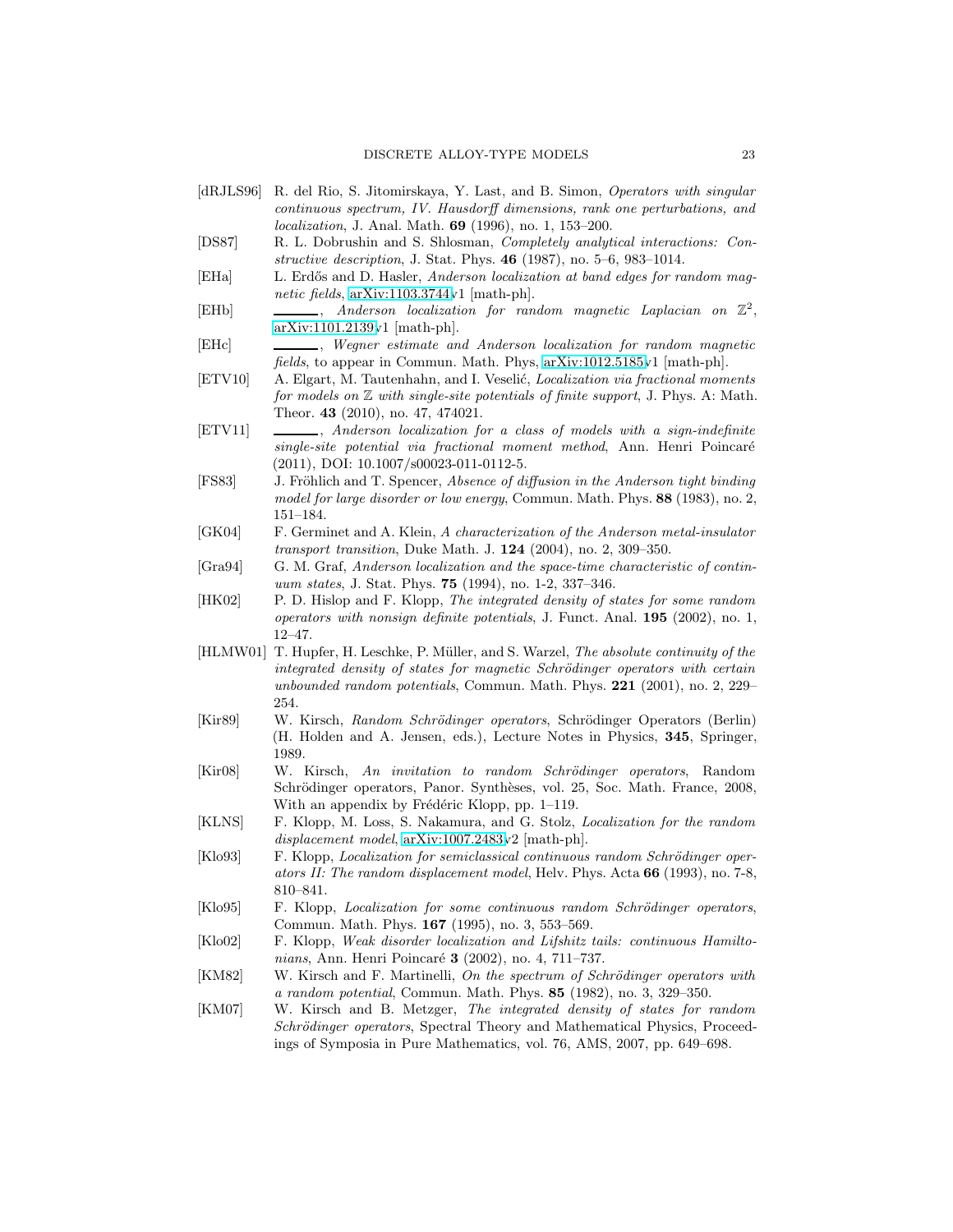[dRJLS96] R. del Rio, S. Jitomirskaya, Y. Last, and B. Simon, *Operators with singular continuous spectrum, IV. Hausdorff dimensions, rank one perturbations, and localization*, J. Anal. Math. **69** (1996), no. 1, 153–200.

[DS87] R. L. Dobrushin and S. Shlosman, *Completely analytical interactions: Constructive description*, J. Stat. Phys. **46** (1987), no. 5–6, 983–1014.

[EHa] L. Erdős and D. Hasler, *Anderson localization at band edges for random magnetic fields*, arXiv:1103.3744v1 [math-ph].

[EHb] ______, *Anderson localization for random magnetic Laplacian on* $\mathbb{Z}^2$, arXiv:1101.2139v1 [math-ph].

[EHc] ______, *Wegner estimate and Anderson localization for random magnetic fields*, to appear in Commun. Math. Phys, arXiv:1012.5185v1 [math-ph].

[ETV10] A. Elgart, M. Tautenhahn, and I. Veselić, *Localization via fractional moments for models on* $\mathbb{Z}$ *with single-site potentials of finite support*, J. Phys. A: Math. Theor. **43** (2010), no. 47, 474021.

[ETV11] ______, *Anderson localization for a class of models with a sign-indefinite single-site potential via fractional moment method*, Ann. Henri Poincaré (2011), DOI: 10.1007/s00023-011-0112-5.

[FS83] J. Fröhlich and T. Spencer, *Absence of diffusion in the Anderson tight binding model for large disorder or low energy*, Commun. Math. Phys. **88** (1983), no. 2, 151–184.

[GK04] F. Germinet and A. Klein, *A characterization of the Anderson metal-insulator transport transition*, Duke Math. J. **124** (2004), no. 2, 309–350.

[Gra94] G. M. Graf, *Anderson localization and the space-time characteristic of continuum states*, J. Stat. Phys. **75** (1994), no. 1-2, 337–346.

[HK02] P. D. Hislop and F. Klopp, *The integrated density of states for some random operators with nonsign definite potentials*, J. Funct. Anal. **195** (2002), no. 1, 12–47.

[HLMW01] T. Hupfer, H. Leschke, P. Müller, and S. Warzel, *The absolute continuity of the integrated density of states for magnetic Schrödinger operators with certain unbounded random potentials*, Commun. Math. Phys. **221** (2001), no. 2, 229–254.

[Kir89] W. Kirsch, *Random Schrödinger operators*, Schrödinger Operators (Berlin) (H. Holden and A. Jensen, eds.), Lecture Notes in Physics, **345**, Springer, 1989.

[Kir08] W. Kirsch, *An invitation to random Schrödinger operators*, Random Schrödinger operators, Panor. Synthèses, vol. 25, Soc. Math. France, 2008, With an appendix by Frédéric Klopp, pp. 1–119.

[KLNS] F. Klopp, M. Loss, S. Nakamura, and G. Stolz, *Localization for the random displacement model*, arXiv:1007.2483v2 [math-ph].

[Klo93] F. Klopp, *Localization for semiclassical continuous random Schrödinger operators II: The random displacement model*, Helv. Phys. Acta **66** (1993), no. 7-8, 810–841.

[Klo95] F. Klopp, *Localization for some continuous random Schrödinger operators*, Commun. Math. Phys. **167** (1995), no. 3, 553–569.

[Klo02] F. Klopp, *Weak disorder localization and Lifshitz tails: continuous Hamiltonians*, Ann. Henri Poincaré **3** (2002), no. 4, 711–737.

[KM82] W. Kirsch and F. Martinelli, *On the spectrum of Schrödinger operators with a random potential*, Commun. Math. Phys. **85** (1982), no. 3, 329–350.

[KM07] W. Kirsch and B. Metzger, *The integrated density of states for random Schrödinger operators*, Spectral Theory and Mathematical Physics, Proceedings of Symposia in Pure Mathematics, vol. 76, AMS, 2007, pp. 649–698.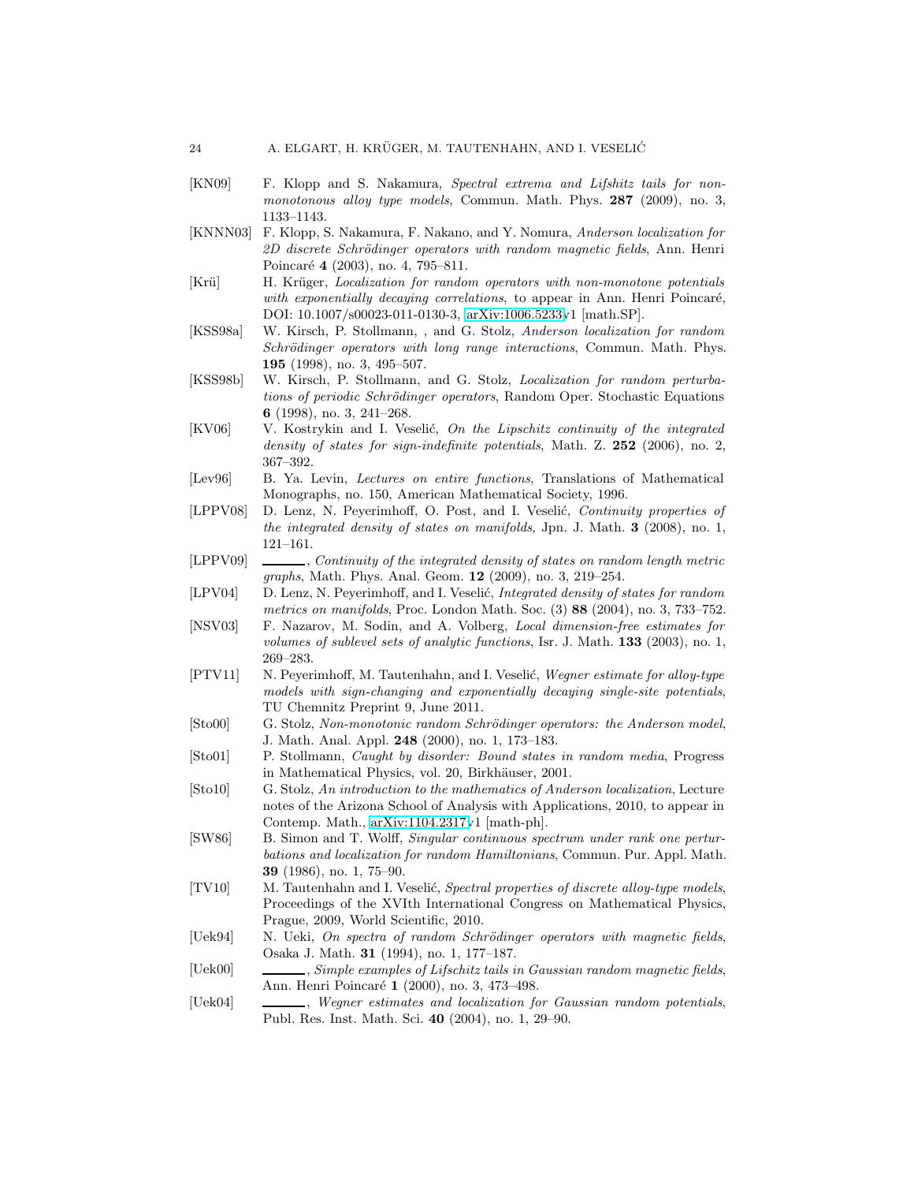[KN09] F. Klopp and S. Nakamura, *Spectral extrema and Lifshitz tails for non-monotonous alloy type models*, Commun. Math. Phys. **287** (2009), no. 3, 1133–1143.

[KNNN03] F. Klopp, S. Nakamura, F. Nakano, and Y. Nomura, *Anderson localization for 2D discrete Schrödinger operators with random magnetic fields*, Ann. Henri Poincaré **4** (2003), no. 4, 795–811.

[Krü] H. Krüger, *Localization for random operators with non-monotone potentials with exponentially decaying correlations*, to appear in Ann. Henri Poincaré, DOI: 10.1007/s00023-011-0130-3, arXiv:1006.5233v1 [math.SP].

[KSS98a] W. Kirsch, P. Stollmann, , and G. Stolz, *Anderson localization for random Schrödinger operators with long range interactions*, Commun. Math. Phys. **195** (1998), no. 3, 495–507.

[KSS98b] W. Kirsch, P. Stollmann, and G. Stolz, *Localization for random perturbations of periodic Schrödinger operators*, Random Oper. Stochastic Equations **6** (1998), no. 3, 241–268.

[KV06] V. Kostrykin and I. Veselić, *On the Lipschitz continuity of the integrated density of states for sign-indefinite potentials*, Math. Z. **252** (2006), no. 2, 367–392.

[Lev96] B. Ya. Levin, *Lectures on entire functions*, Translations of Mathematical Monographs, no. 150, American Mathematical Society, 1996.

[LPPV08] D. Lenz, N. Peyerimhoff, O. Post, and I. Veselić, *Continuity properties of the integrated density of states on manifolds*, Jpn. J. Math. **3** (2008), no. 1, 121–161.

[LPPV09] ———, *Continuity of the integrated density of states on random length metric graphs*, Math. Phys. Anal. Geom. **12** (2009), no. 3, 219–254.

[LPV04] D. Lenz, N. Peyerimhoff, and I. Veselić, *Integrated density of states for random metrics on manifolds*, Proc. London Math. Soc. (3) **88** (2004), no. 3, 733–752.

[NSV03] F. Nazarov, M. Sodin, and A. Volberg, *Local dimension-free estimates for volumes of sublevel sets of analytic functions*, Isr. J. Math. **133** (2003), no. 1, 269–283.

[PTV11] N. Peyerimhoff, M. Tautenhahn, and I. Veselić, *Wegner estimate for alloy-type models with sign-changing and exponentially decaying single-site potentials*, TU Chemnitz Preprint 9, June 2011.

[Sto00] G. Stolz, *Non-monotonic random Schrödinger operators: the Anderson model*, J. Math. Anal. Appl. **248** (2000), no. 1, 173–183.

[Sto01] P. Stollmann, *Caught by disorder: Bound states in random media*, Progress in Mathematical Physics, vol. 20, Birkhäuser, 2001.

[Sto10] G. Stolz, *An introduction to the mathematics of Anderson localization*, Lecture notes of the Arizona School of Analysis with Applications, 2010, to appear in Contemp. Math., arXiv:1104.2317v1 [math-ph].

[SW86] B. Simon and T. Wolff, *Singular continuous spectrum under rank one perturbations and localization for random Hamiltonians*, Commun. Pur. Appl. Math. **39** (1986), no. 1, 75–90.

[TV10] M. Tautenhahn and I. Veselić, *Spectral properties of discrete alloy-type models*, Proceedings of the XVIth International Congress on Mathematical Physics, Prague, 2009, World Scientific, 2010.

[Uek94] N. Ueki, *On spectra of random Schrödinger operators with magnetic fields*, Osaka J. Math. **31** (1994), no. 1, 177–187.

[Uek00] ———, *Simple examples of Lifschitz tails in Gaussian random magnetic fields*, Ann. Henri Poincaré **1** (2000), no. 3, 473–498.

[Uek04] ———, *Wegner estimates and localization for Gaussian random potentials*, Publ. Res. Inst. Math. Sci. **40** (2004), no. 1, 29–90.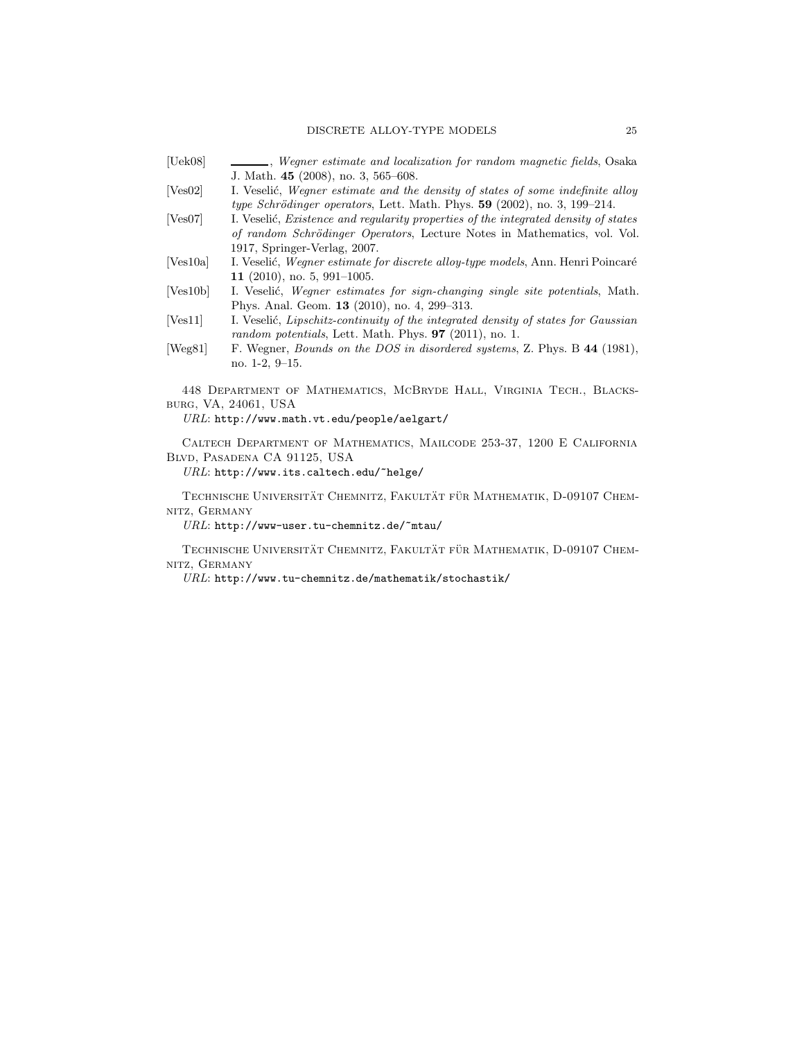[Uek08] ______, *Wegner estimate and localization for random magnetic fields*, Osaka J. Math. **45** (2008), no. 3, 565–608.

[Ves02] I. Veselić, *Wegner estimate and the density of states of some indefinite alloy type Schrödinger operators*, Lett. Math. Phys. **59** (2002), no. 3, 199–214.

[Ves07] I. Veselić, *Existence and regularity properties of the integrated density of states of random Schrödinger Operators*, Lecture Notes in Mathematics, vol. Vol. 1917, Springer-Verlag, 2007.

[Ves10a] I. Veselić, *Wegner estimate for discrete alloy-type models*, Ann. Henri Poincaré **11** (2010), no. 5, 991–1005.

[Ves10b] I. Veselić, *Wegner estimates for sign-changing single site potentials*, Math. Phys. Anal. Geom. **13** (2010), no. 4, 299–313.

[Ves11] I. Veselić, *Lipschitz-continuity of the integrated density of states for Gaussian random potentials*, Lett. Math. Phys. **97** (2011), no. 1.

[Weg81] F. Wegner, *Bounds on the DOS in disordered systems*, Z. Phys. B **44** (1981), no. 1-2, 9–15.

448 Department of Mathematics, McBryde Hall, Virginia Tech., Blacksburg, VA, 24061, USA
*URL*: http://www.math.vt.edu/people/aelgart/

Caltech Department of Mathematics, Mailcode 253-37, 1200 E California Blvd, Pasadena CA 91125, USA
*URL*: http://www.its.caltech.edu/~helge/

Technische Universität Chemnitz, Fakultät für Mathematik, D-09107 Chemnitz, Germany
*URL*: http://www-user.tu-chemnitz.de/~mtau/

Technische Universität Chemnitz, Fakultät für Mathematik, D-09107 Chemnitz, Germany
*URL*: http://www.tu-chemnitz.de/mathematik/stochastik/